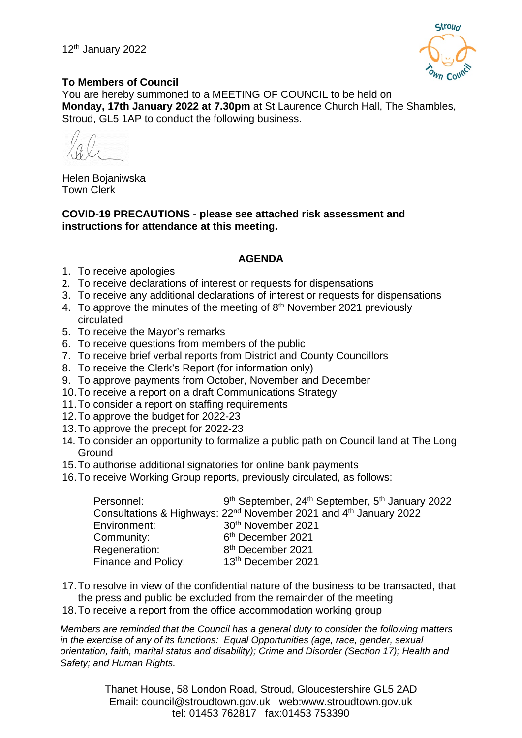12th January 2022

**To Members of Council**

You are hereby summoned to a MEETING OF COUNCIL to be held on **Monday, 17th January 2022 at 7.30pm** at St Laurence Church Hall, The Shambles, Stroud, GL5 1AP to conduct the following business.

Helen Bojaniwska
Town Clerk

**COVID-19 PRECAUTIONS - please see attached risk assessment and instructions for attendance at this meeting.**

## AGENDA

1. To receive apologies
2. To receive declarations of interest or requests for dispensations
3. To receive any additional declarations of interest or requests for dispensations
4. To approve the minutes of the meeting of 8th November 2021 previously circulated
5. To receive the Mayor's remarks
6. To receive questions from members of the public
7. To receive brief verbal reports from District and County Councillors
8. To receive the Clerk's Report (for information only)
9. To approve payments from October, November and December
10. To receive a report on a draft Communications Strategy
11. To consider a report on staffing requirements
12. To approve the budget for 2022-23
13. To approve the precept for 2022-23
14. To consider an opportunity to formalize a public path on Council land at The Long Ground
15. To authorise additional signatories for online bank payments
16. To receive Working Group reports, previously circulated, as follows:

    Personnel: 9th September, 24th September, 5th January 2022
    Consultations & Highways: 22nd November 2021 and 4th January 2022
    Environment: 30th November 2021
    Community: 6th December 2021
    Regeneration: 8th December 2021
    Finance and Policy: 13th December 2021

17. To resolve in view of the confidential nature of the business to be transacted, that the press and public be excluded from the remainder of the meeting
18. To receive a report from the office accommodation working group

*Members are reminded that the Council has a general duty to consider the following matters in the exercise of any of its functions: Equal Opportunities (age, race, gender, sexual orientation, faith, marital status and disability); Crime and Disorder (Section 17); Health and Safety; and Human Rights.*

Thanet House, 58 London Road, Stroud, Gloucestershire GL5 2AD
Email: council@stroudtown.gov.uk web:www.stroudtown.gov.uk
tel: 01453 762817 fax:01453 753390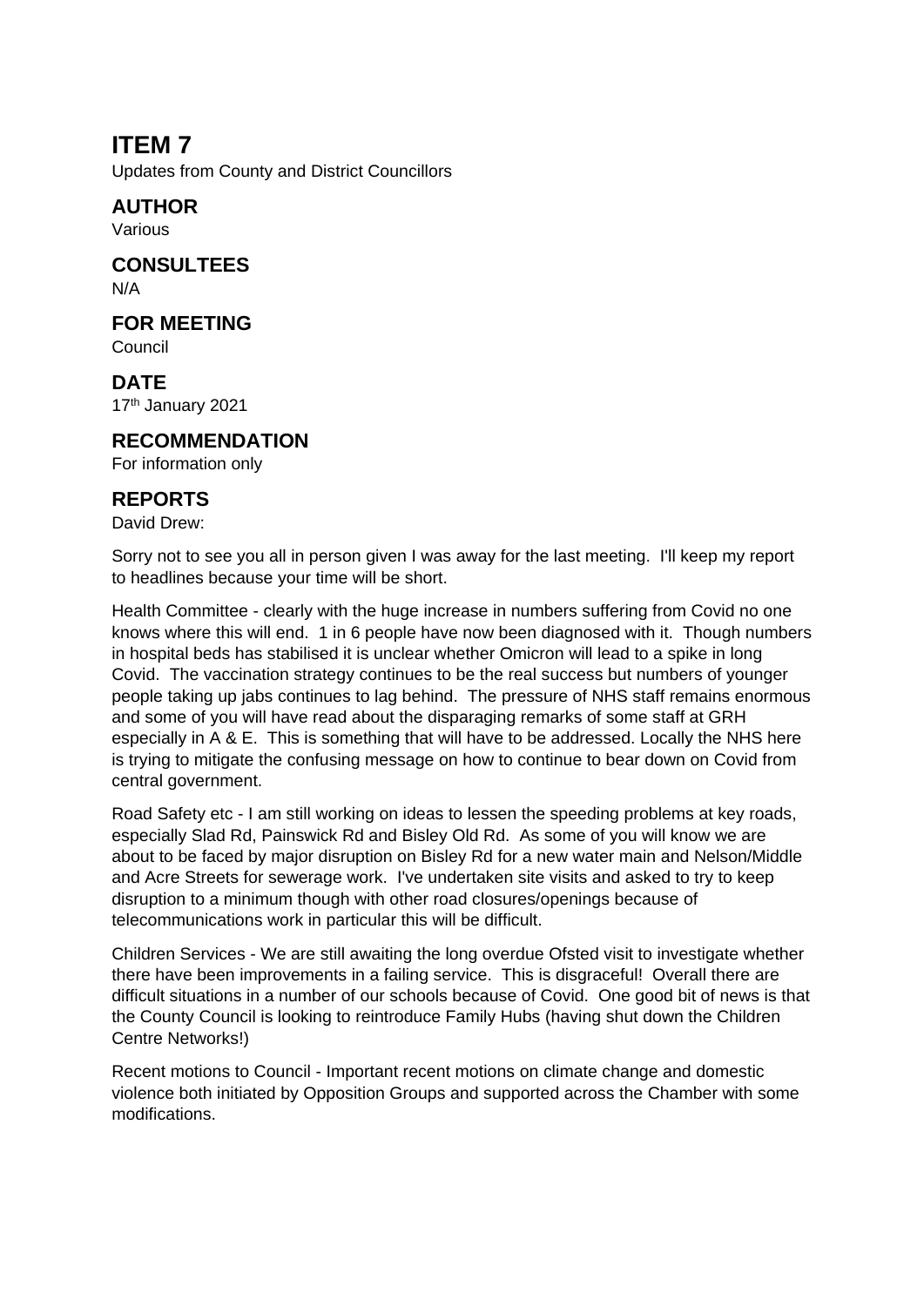# ITEM 7

Updates from County and District Councillors

## AUTHOR

Various

## CONSULTEES

N/A

## FOR MEETING

Council

## DATE

17th January 2021

## RECOMMENDATION

For information only

## REPORTS

David Drew:

Sorry not to see you all in person given I was away for the last meeting. I'll keep my report to headlines because your time will be short.

Health Committee - clearly with the huge increase in numbers suffering from Covid no one knows where this will end. 1 in 6 people have now been diagnosed with it. Though numbers in hospital beds has stabilised it is unclear whether Omicron will lead to a spike in long Covid. The vaccination strategy continues to be the real success but numbers of younger people taking up jabs continues to lag behind. The pressure of NHS staff remains enormous and some of you will have read about the disparaging remarks of some staff at GRH especially in A & E. This is something that will have to be addressed. Locally the NHS here is trying to mitigate the confusing message on how to continue to bear down on Covid from central government.

Road Safety etc - I am still working on ideas to lessen the speeding problems at key roads, especially Slad Rd, Painswick Rd and Bisley Old Rd. As some of you will know we are about to be faced by major disruption on Bisley Rd for a new water main and Nelson/Middle and Acre Streets for sewerage work. I've undertaken site visits and asked to try to keep disruption to a minimum though with other road closures/openings because of telecommunications work in particular this will be difficult.

Children Services - We are still awaiting the long overdue Ofsted visit to investigate whether there have been improvements in a failing service. This is disgraceful! Overall there are difficult situations in a number of our schools because of Covid. One good bit of news is that the County Council is looking to reintroduce Family Hubs (having shut down the Children Centre Networks!)

Recent motions to Council - Important recent motions on climate change and domestic violence both initiated by Opposition Groups and supported across the Chamber with some modifications.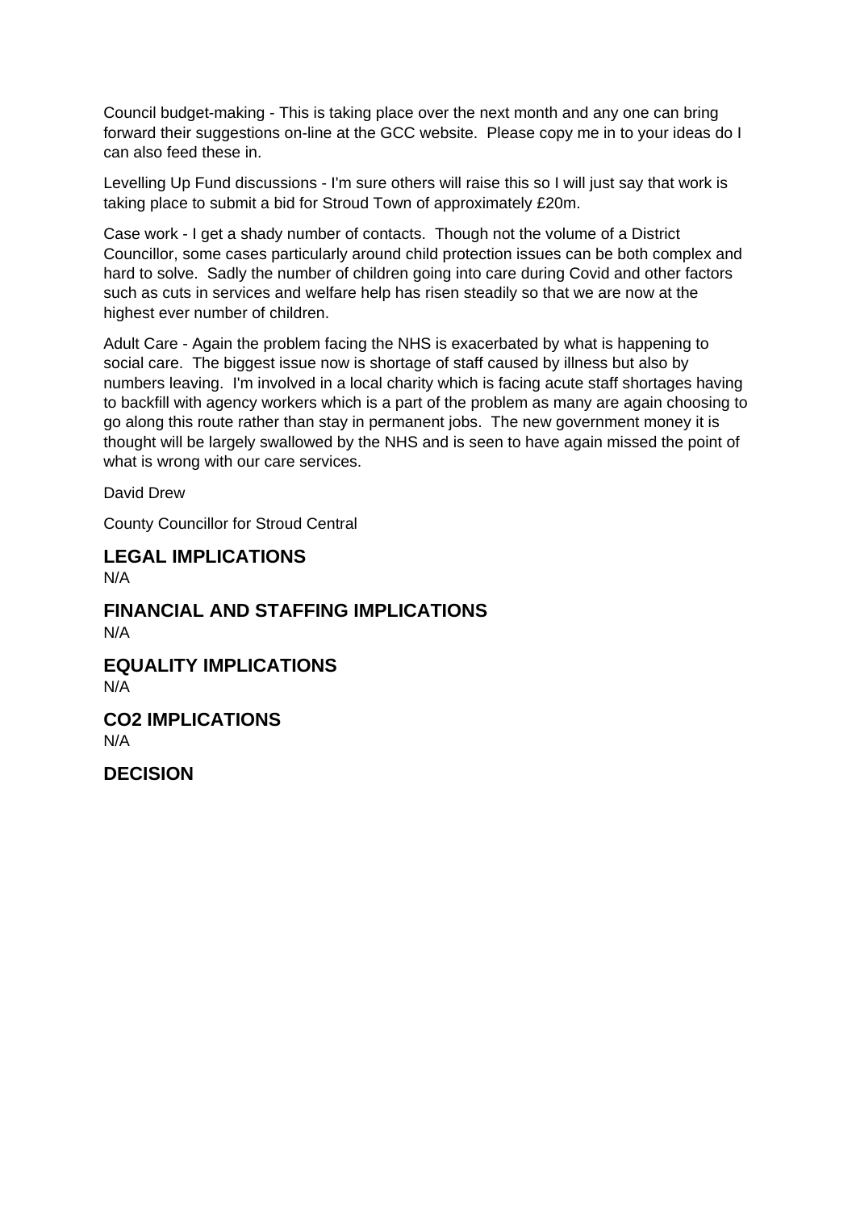Council budget-making - This is taking place over the next month and any one can bring forward their suggestions on-line at the GCC website.  Please copy me in to your ideas do I can also feed these in.

Levelling Up Fund discussions - I'm sure others will raise this so I will just say that work is taking place to submit a bid for Stroud Town of approximately £20m.

Case work - I get a shady number of contacts.  Though not the volume of a District Councillor, some cases particularly around child protection issues can be both complex and hard to solve.  Sadly the number of children going into care during Covid and other factors such as cuts in services and welfare help has risen steadily so that we are now at the highest ever number of children.

Adult Care - Again the problem facing the NHS is exacerbated by what is happening to social care.  The biggest issue now is shortage of staff caused by illness but also by numbers leaving.  I'm involved in a local charity which is facing acute staff shortages having to backfill with agency workers which is a part of the problem as many are again choosing to go along this route rather than stay in permanent jobs.  The new government money it is thought will be largely swallowed by the NHS and is seen to have again missed the point of what is wrong with our care services.

David Drew

County Councillor for Stroud Central

## LEGAL IMPLICATIONS

N/A

## FINANCIAL AND STAFFING IMPLICATIONS

N/A

## EQUALITY IMPLICATIONS

N/A

## CO2 IMPLICATIONS

N/A

## DECISION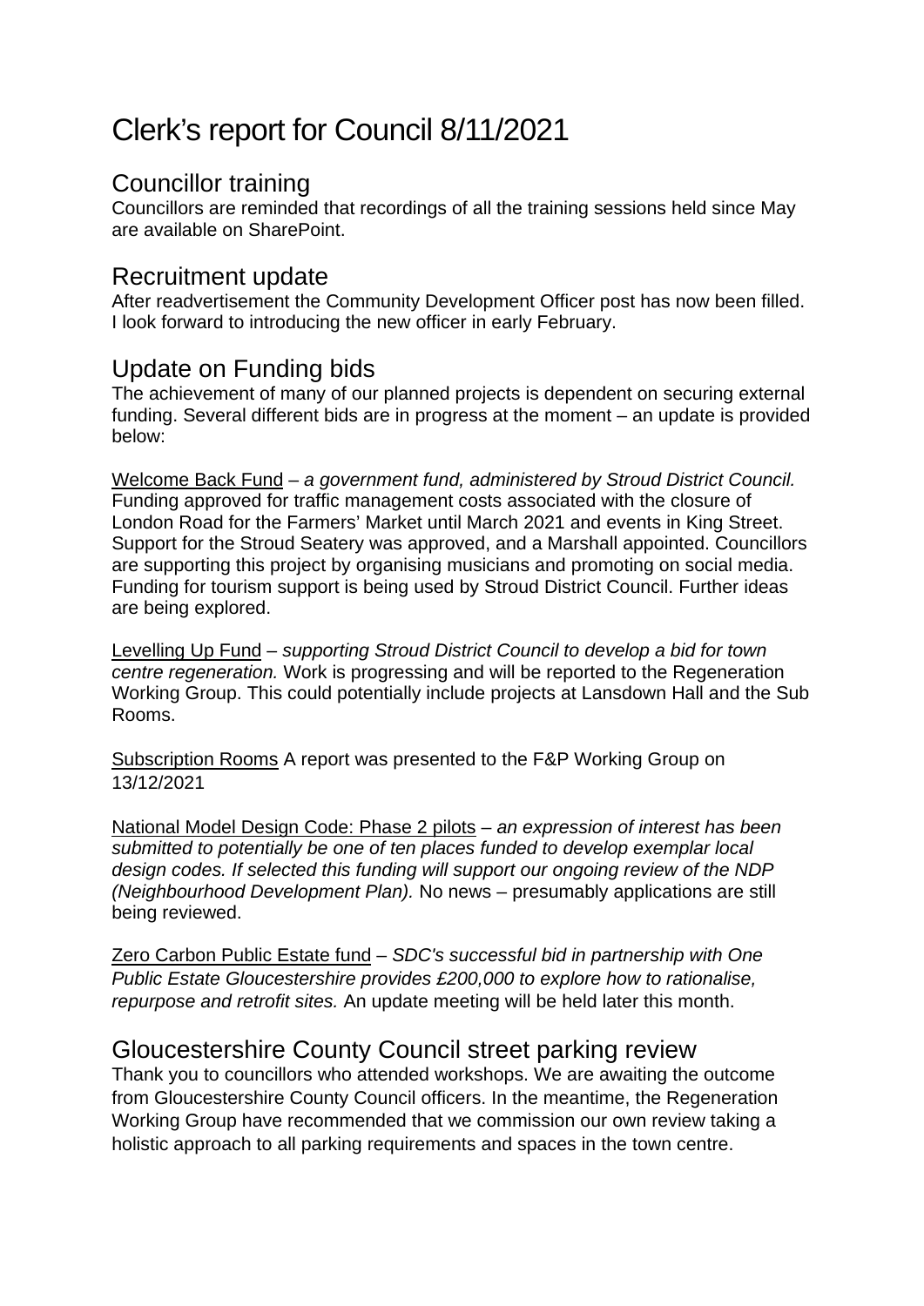# Clerk's report for Council 8/11/2021

## Councillor training

Councillors are reminded that recordings of all the training sessions held since May are available on SharePoint.

## Recruitment update

After readvertisement the Community Development Officer post has now been filled. I look forward to introducing the new officer in early February.

## Update on Funding bids

The achievement of many of our planned projects is dependent on securing external funding. Several different bids are in progress at the moment – an update is provided below:

Welcome Back Fund – *a government fund, administered by Stroud District Council.* Funding approved for traffic management costs associated with the closure of London Road for the Farmers' Market until March 2021 and events in King Street. Support for the Stroud Seatery was approved, and a Marshall appointed. Councillors are supporting this project by organising musicians and promoting on social media. Funding for tourism support is being used by Stroud District Council. Further ideas are being explored.

Levelling Up Fund – *supporting Stroud District Council to develop a bid for town centre regeneration.* Work is progressing and will be reported to the Regeneration Working Group. This could potentially include projects at Lansdown Hall and the Sub Rooms.

Subscription Rooms A report was presented to the F&P Working Group on 13/12/2021

National Model Design Code: Phase 2 pilots – *an expression of interest has been submitted to potentially be one of ten places funded to develop exemplar local design codes. If selected this funding will support our ongoing review of the NDP (Neighbourhood Development Plan).* No news – presumably applications are still being reviewed.

Zero Carbon Public Estate fund – *SDC's successful bid in partnership with One Public Estate Gloucestershire provides £200,000 to explore how to rationalise, repurpose and retrofit sites.* An update meeting will be held later this month.

## Gloucestershire County Council street parking review

Thank you to councillors who attended workshops. We are awaiting the outcome from Gloucestershire County Council officers. In the meantime, the Regeneration Working Group have recommended that we commission our own review taking a holistic approach to all parking requirements and spaces in the town centre.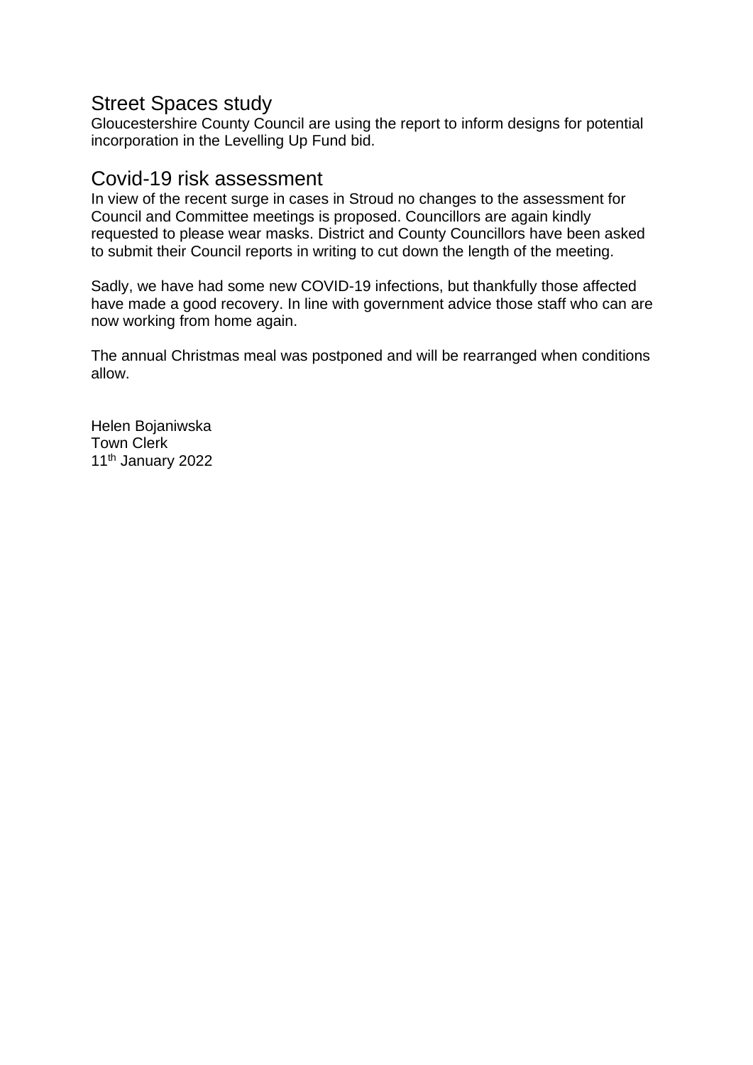## Street Spaces study

Gloucestershire County Council are using the report to inform designs for potential incorporation in the Levelling Up Fund bid.

## Covid-19 risk assessment

In view of the recent surge in cases in Stroud no changes to the assessment for Council and Committee meetings is proposed. Councillors are again kindly requested to please wear masks. District and County Councillors have been asked to submit their Council reports in writing to cut down the length of the meeting.

Sadly, we have had some new COVID-19 infections, but thankfully those affected have made a good recovery. In line with government advice those staff who can are now working from home again.

The annual Christmas meal was postponed and will be rearranged when conditions allow.

Helen Bojaniwska
Town Clerk
11th January 2022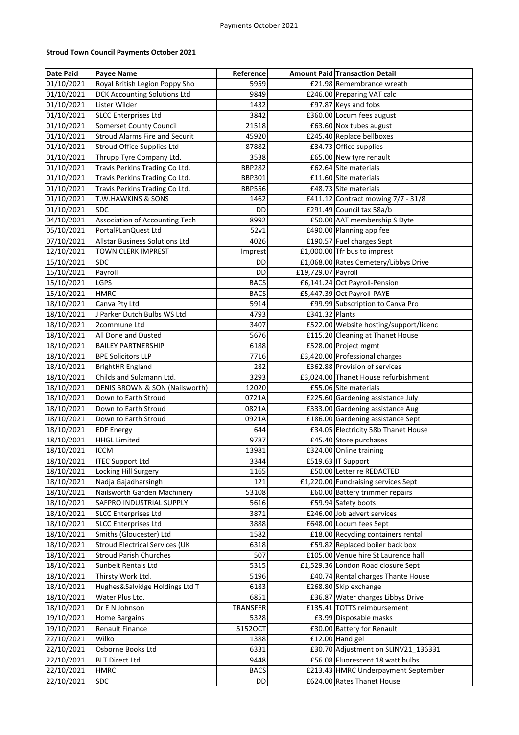**Stroud Town Council Payments October 2021**

| Date Paid | Payee Name | Reference | Amount Paid | Transaction Detail |
|---|---|---|---|---|
| 01/10/2021 | Royal British Legion Poppy Sho | 5959 | £21.98 | Remembrance wreath |
| 01/10/2021 | DCK Accounting Solutions Ltd | 9849 | £246.00 | Preparing VAT calc |
| 01/10/2021 | Lister Wilder | 1432 | £97.87 | Keys and fobs |
| 01/10/2021 | SLCC Enterprises Ltd | 3842 | £360.00 | Locum fees august |
| 01/10/2021 | Somerset County Council | 21518 | £63.60 | Nox tubes august |
| 01/10/2021 | Stroud Alarms Fire and Securit | 45920 | £245.40 | Replace bellboxes |
| 01/10/2021 | Stroud Office Supplies Ltd | 87882 | £34.73 | Office supplies |
| 01/10/2021 | Thrupp Tyre Company Ltd. | 3538 | £65.00 | New tyre renault |
| 01/10/2021 | Travis Perkins Trading Co Ltd. | BBP282 | £62.64 | Site materials |
| 01/10/2021 | Travis Perkins Trading Co Ltd. | BBP301 | £11.60 | Site materials |
| 01/10/2021 | Travis Perkins Trading Co Ltd. | BBP556 | £48.73 | Site materials |
| 01/10/2021 | T.W.HAWKINS & SONS | 1462 | £411.12 | Contract mowing 7/7 - 31/8 |
| 01/10/2021 | SDC | DD | £291.49 | Council tax 58a/b |
| 04/10/2021 | Association of Accounting Tech | 8992 | £50.00 | AAT membership S Dyte |
| 05/10/2021 | PortalPLanQuest Ltd | 52v1 | £490.00 | Planning app fee |
| 07/10/2021 | Allstar Business Solutions Ltd | 4026 | £190.57 | Fuel charges Sept |
| 12/10/2021 | TOWN CLERK IMPREST | Imprest | £1,000.00 | Tfr bus to imprest |
| 15/10/2021 | SDC | DD | £1,068.00 | Rates Cemetery/Libbys Drive |
| 15/10/2021 | Payroll | DD | £19,729.07 | Payroll |
| 15/10/2021 | LGPS | BACS | £6,141.24 | Oct Payroll-Pension |
| 15/10/2021 | HMRC | BACS | £5,447.39 | Oct Payroll-PAYE |
| 18/10/2021 | Canva Pty Ltd | 5914 | £99.99 | Subscription to Canva Pro |
| 18/10/2021 | J Parker Dutch Bulbs WS Ltd | 4793 | £341.32 | Plants |
| 18/10/2021 | 2commune Ltd | 3407 | £522.00 | Website hosting/support/licenc |
| 18/10/2021 | All Done and Dusted | 5676 | £115.20 | Cleaning at Thanet House |
| 18/10/2021 | BAILEY PARTNERSHIP | 6188 | £528.00 | Project mgmt |
| 18/10/2021 | BPE Solicitors LLP | 7716 | £3,420.00 | Professional charges |
| 18/10/2021 | BrightHR England | 282 | £362.88 | Provision of services |
| 18/10/2021 | Childs and Sulzmann Ltd. | 3293 | £3,024.00 | Thanet House refurbishment |
| 18/10/2021 | DENIS BROWN & SON (Nailsworth) | 12020 | £55.06 | Site materials |
| 18/10/2021 | Down to Earth Stroud | 0721A | £225.60 | Gardening assistance July |
| 18/10/2021 | Down to Earth Stroud | 0821A | £333.00 | Gardening assistance Aug |
| 18/10/2021 | Down to Earth Stroud | 0921A | £186.00 | Gardening assistance Sept |
| 18/10/2021 | EDF Energy | 644 | £34.05 | Electricity 58b Thanet House |
| 18/10/2021 | HHGL Limited | 9787 | £45.40 | Store purchases |
| 18/10/2021 | ICCM | 13981 | £324.00 | Online training |
| 18/10/2021 | ITEC Support Ltd | 3344 | £519.63 | IT Support |
| 18/10/2021 | Locking Hill Surgery | 1165 | £50.00 | Letter re REDACTED |
| 18/10/2021 | Nadja Gajadharsingh | 121 | £1,220.00 | Fundraising services Sept |
| 18/10/2021 | Nailsworth Garden Machinery | 53108 | £60.00 | Battery trimmer repairs |
| 18/10/2021 | SAFPRO INDUSTRIAL SUPPLY | 5616 | £59.94 | Safety boots |
| 18/10/2021 | SLCC Enterprises Ltd | 3871 | £246.00 | Job advert services |
| 18/10/2021 | SLCC Enterprises Ltd | 3888 | £648.00 | Locum fees Sept |
| 18/10/2021 | Smiths (Gloucester) Ltd | 1582 | £18.00 | Recycling containers rental |
| 18/10/2021 | Stroud Electrical Services (UK | 6318 | £59.82 | Replaced boiler back box |
| 18/10/2021 | Stroud Parish Churches | 507 | £105.00 | Venue hire St Laurence hall |
| 18/10/2021 | Sunbelt Rentals Ltd | 5315 | £1,529.36 | London Road closure Sept |
| 18/10/2021 | Thirsty Work Ltd. | 5196 | £40.74 | Rental charges Thante House |
| 18/10/2021 | Hughes&Salvidge Holdings Ltd T | 6183 | £268.80 | Skip exchange |
| 18/10/2021 | Water Plus Ltd. | 6851 | £36.87 | Water charges Libbys Drive |
| 18/10/2021 | Dr E N Johnson | TRANSFER | £135.41 | TOTTS reimbursement |
| 19/10/2021 | Home Bargains | 5328 | £3.99 | Disposable masks |
| 19/10/2021 | Renault Finance | 5152OCT | £30.00 | Battery for Renault |
| 22/10/2021 | Wilko | 1388 | £12.00 | Hand gel |
| 22/10/2021 | Osborne Books Ltd | 6331 | £30.70 | Adjustment on SLINV21_136331 |
| 22/10/2021 | BLT Direct Ltd | 9448 | £56.08 | Fluorescent 18 watt bulbs |
| 22/10/2021 | HMRC | BACS | £213.43 | HMRC Underpayment September |
| 22/10/2021 | SDC | DD | £624.00 | Rates Thanet House |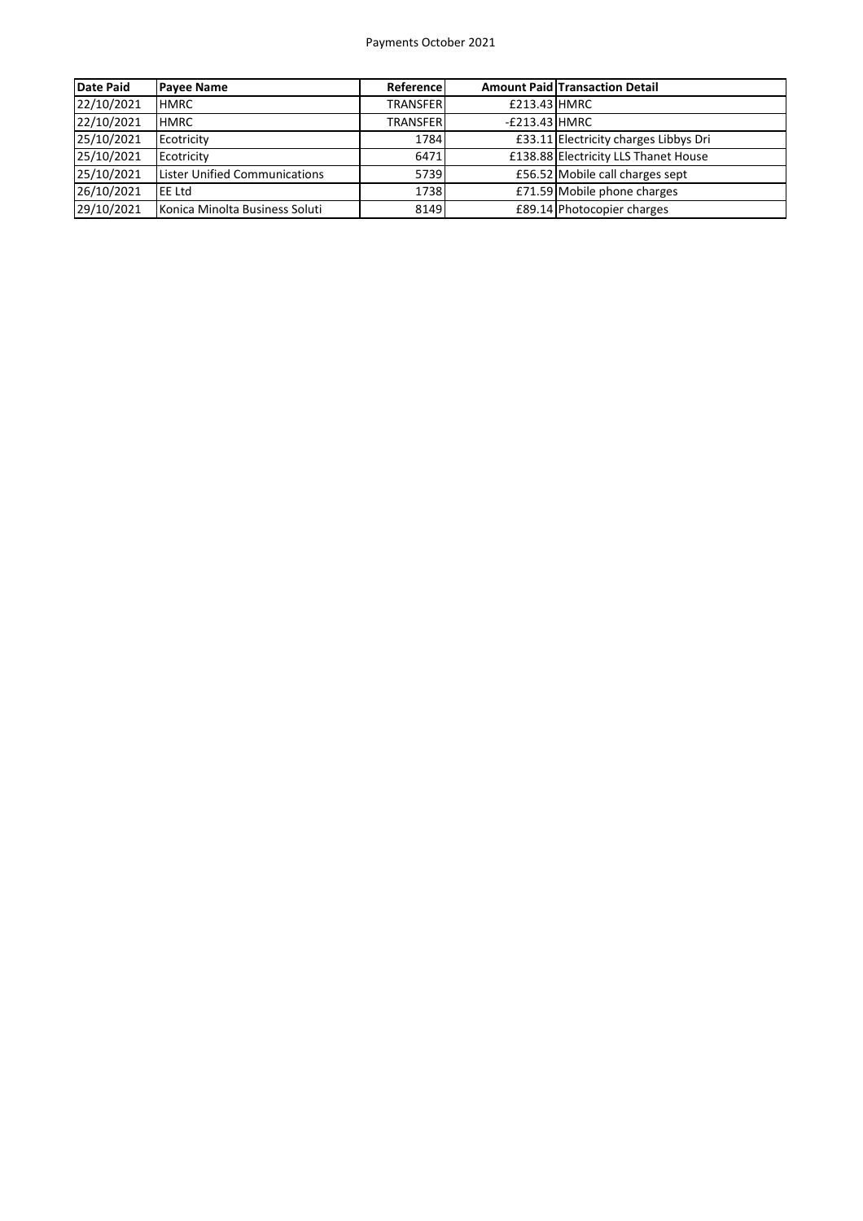Payments October 2021

| Date Paid | Payee Name | Reference | Amount Paid | Transaction Detail |
|---|---|---|---|---|
| 22/10/2021 | HMRC | TRANSFER | £213.43 | HMRC |
| 22/10/2021 | HMRC | TRANSFER | -£213.43 | HMRC |
| 25/10/2021 | Ecotricity | 1784 | £33.11 | Electricity charges Libbys Dri |
| 25/10/2021 | Ecotricity | 6471 | £138.88 | Electricity LLS Thanet House |
| 25/10/2021 | Lister Unified Communications | 5739 | £56.52 | Mobile call charges sept |
| 26/10/2021 | EE Ltd | 1738 | £71.59 | Mobile phone charges |
| 29/10/2021 | Konica Minolta Business Soluti | 8149 | £89.14 | Photocopier charges |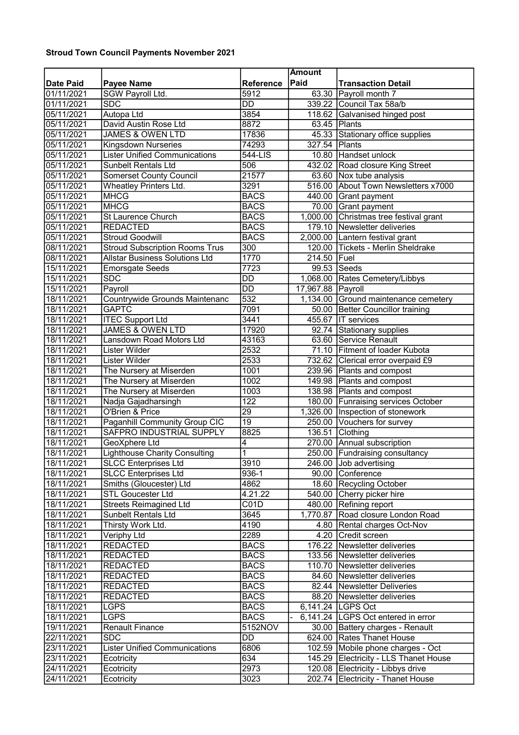**Stroud Town Council Payments November 2021**

| Date Paid | Payee Name | Reference | Amount Paid | Transaction Detail |
|---|---|---|---|---|
| 01/11/2021 | SGW Payroll Ltd. | 5912 | 63.30 | Payroll month 7 |
| 01/11/2021 | SDC | DD | 339.22 | Council Tax 58a/b |
| 05/11/2021 | Autopa Ltd | 3854 | 118.62 | Galvanised hinged post |
| 05/11/2021 | David Austin Rose Ltd | 8872 | 63.45 | Plants |
| 05/11/2021 | JAMES & OWEN LTD | 17836 | 45.33 | Stationary office supplies |
| 05/11/2021 | Kingsdown Nurseries | 74293 | 327.54 | Plants |
| 05/11/2021 | Lister Unified Communications | 544-LIS | 10.80 | Handset unlock |
| 05/11/2021 | Sunbelt Rentals Ltd | 506 | 432.02 | Road closure King Street |
| 05/11/2021 | Somerset County Council | 21577 | 63.60 | Nox tube analysis |
| 05/11/2021 | Wheatley Printers Ltd. | 3291 | 516.00 | About Town Newsletters x7000 |
| 05/11/2021 | MHCG | BACS | 440.00 | Grant payment |
| 05/11/2021 | MHCG | BACS | 70.00 | Grant payment |
| 05/11/2021 | St Laurence Church | BACS | 1,000.00 | Christmas tree festival grant |
| 05/11/2021 | REDACTED | BACS | 179.10 | Newsletter deliveries |
| 05/11/2021 | Stroud Goodwill | BACS | 2,000.00 | Lantern festival grant |
| 08/11/2021 | Stroud Subscription Rooms Trus | 300 | 120.00 | Tickets - Merlin Sheldrake |
| 08/11/2021 | Allstar Business Solutions Ltd | 1770 | 214.50 | Fuel |
| 15/11/2021 | Emorsgate Seeds | 7723 | 99.53 | Seeds |
| 15/11/2021 | SDC | DD | 1,068.00 | Rates Cemetery/Libbys |
| 15/11/2021 | Payroll | DD | 17,967.88 | Payroll |
| 18/11/2021 | Countrywide Grounds Maintenanc | 532 | 1,134.00 | Ground maintenance cemetery |
| 18/11/2021 | GAPTC | 7091 | 50.00 | Better Councillor training |
| 18/11/2021 | ITEC Support Ltd | 3441 | 455.67 | IT services |
| 18/11/2021 | JAMES & OWEN LTD | 17920 | 92.74 | Stationary supplies |
| 18/11/2021 | Lansdown Road Motors Ltd | 43163 | 63.60 | Service Renault |
| 18/11/2021 | Lister Wilder | 2532 | 71.10 | Fitment of loader Kubota |
| 18/11/2021 | Lister Wilder | 2533 | 732.62 | Clerical error overpaid £9 |
| 18/11/2021 | The Nursery at Miserden | 1001 | 239.96 | Plants and compost |
| 18/11/2021 | The Nursery at Miserden | 1002 | 149.98 | Plants and compost |
| 18/11/2021 | The Nursery at Miserden | 1003 | 138.98 | Plants and compost |
| 18/11/2021 | Nadja Gajadharsingh | 122 | 180.00 | Funraising services October |
| 18/11/2021 | O'Brien & Price | 29 | 1,326.00 | Inspection of stonework |
| 18/11/2021 | Paganhill Community Group CIC | 19 | 250.00 | Vouchers for survey |
| 18/11/2021 | SAFPRO INDUSTRIAL SUPPLY | 8825 | 136.51 | Clothing |
| 18/11/2021 | GeoXphere Ltd | 4 | 270.00 | Annual subscription |
| 18/11/2021 | Lighthouse Charity Consulting | 1 | 250.00 | Fundraising consultancy |
| 18/11/2021 | SLCC Enterprises Ltd | 3910 | 246.00 | Job advertising |
| 18/11/2021 | SLCC Enterprises Ltd | 936-1 | 90.00 | Conference |
| 18/11/2021 | Smiths (Gloucester) Ltd | 4862 | 18.60 | Recycling October |
| 18/11/2021 | STL Goucester Ltd | 4.21.22 | 540.00 | Cherry picker hire |
| 18/11/2021 | Streets Reimagined Ltd | C01D | 480.00 | Refining report |
| 18/11/2021 | Sunbelt Rentals Ltd | 3645 | 1,770.87 | Road closure London Road |
| 18/11/2021 | Thirsty Work Ltd. | 4190 | 4.80 | Rental charges Oct-Nov |
| 18/11/2021 | Veriphy Ltd | 2289 | 4.20 | Credit screen |
| 18/11/2021 | REDACTED | BACS | 176.22 | Newsletter deliveries |
| 18/11/2021 | REDACTED | BACS | 133.56 | Newsletter deliveries |
| 18/11/2021 | REDACTED | BACS | 110.70 | Newsletter deliveries |
| 18/11/2021 | REDACTED | BACS | 84.60 | Newsletter deliveries |
| 18/11/2021 | REDACTED | BACS | 82.44 | Newsletter Deliveries |
| 18/11/2021 | REDACTED | BACS | 88.20 | Newsletter deliveries |
| 18/11/2021 | LGPS | BACS | 6,141.24 | LGPS Oct |
| 18/11/2021 | LGPS | BACS | - 6,141.24 | LGPS Oct entered in error |
| 19/11/2021 | Renault Finance | 5152NOV | 30.00 | Battery charges - Renault |
| 22/11/2021 | SDC | DD | 624.00 | Rates Thanet House |
| 23/11/2021 | Lister Unified Communications | 6806 | 102.59 | Mobile phone charges - Oct |
| 23/11/2021 | Ecotricity | 634 | 145.29 | Electricity - LLS Thanet House |
| 24/11/2021 | Ecotricity | 2973 | 120.08 | Electricity - Libbys drive |
| 24/11/2021 | Ecotricity | 3023 | 202.74 | Electricity - Thanet House |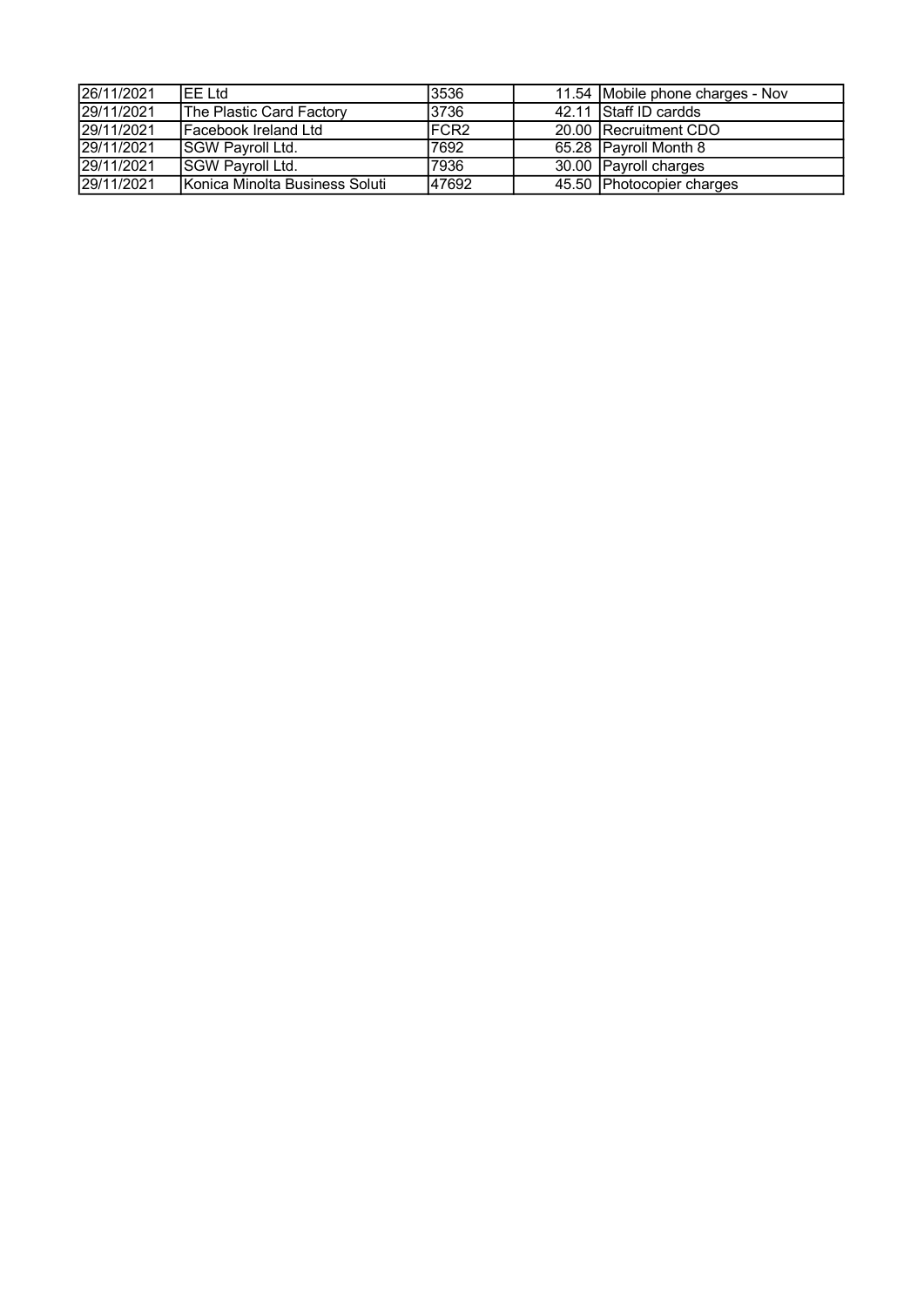| | | | | |
|---|---|---|---|---|
| 26/11/2021 | EE Ltd | 3536 | 11.54 | Mobile phone charges - Nov |
| 29/11/2021 | The Plastic Card Factory | 3736 | 42.11 | Staff ID cardds |
| 29/11/2021 | Facebook Ireland Ltd | FCR2 | 20.00 | Recruitment CDO |
| 29/11/2021 | SGW Payroll Ltd. | 7692 | 65.28 | Payroll Month 8 |
| 29/11/2021 | SGW Payroll Ltd. | 7936 | 30.00 | Payroll charges |
| 29/11/2021 | Konica Minolta Business Soluti | 47692 | 45.50 | Photocopier charges |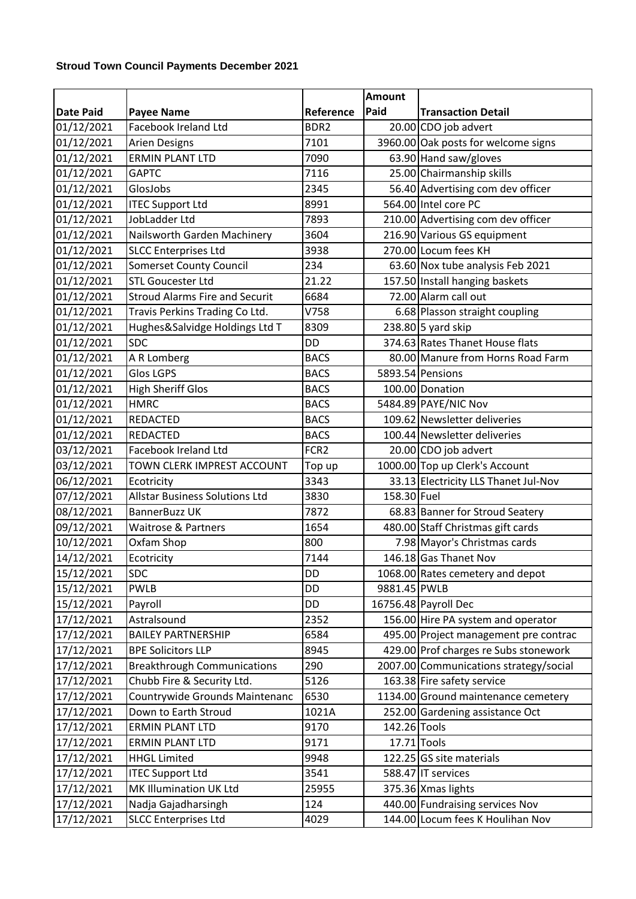**Stroud Town Council Payments December 2021**

| Date Paid | Payee Name | Reference | Amount Paid | Transaction Detail |
|---|---|---|---|---|
| 01/12/2021 | Facebook Ireland Ltd | BDR2 | 20.00 | CDO job advert |
| 01/12/2021 | Arien Designs | 7101 | 3960.00 | Oak posts for welcome signs |
| 01/12/2021 | ERMIN PLANT LTD | 7090 | 63.90 | Hand saw/gloves |
| 01/12/2021 | GAPTC | 7116 | 25.00 | Chairmanship skills |
| 01/12/2021 | GlosJobs | 2345 | 56.40 | Advertising com dev officer |
| 01/12/2021 | ITEC Support Ltd | 8991 | 564.00 | Intel core PC |
| 01/12/2021 | JobLadder Ltd | 7893 | 210.00 | Advertising com dev officer |
| 01/12/2021 | Nailsworth Garden Machinery | 3604 | 216.90 | Various GS equipment |
| 01/12/2021 | SLCC Enterprises Ltd | 3938 | 270.00 | Locum fees KH |
| 01/12/2021 | Somerset County Council | 234 | 63.60 | Nox tube analysis Feb 2021 |
| 01/12/2021 | STL Goucester Ltd | 21.22 | 157.50 | Install hanging baskets |
| 01/12/2021 | Stroud Alarms Fire and Securit | 6684 | 72.00 | Alarm call out |
| 01/12/2021 | Travis Perkins Trading Co Ltd. | V758 | 6.68 | Plasson straight coupling |
| 01/12/2021 | Hughes&Salvidge Holdings Ltd T | 8309 | 238.80 | 5 yard skip |
| 01/12/2021 | SDC | DD | 374.63 | Rates Thanet House flats |
| 01/12/2021 | A R Lomberg | BACS | 80.00 | Manure from Horns Road Farm |
| 01/12/2021 | Glos LGPS | BACS | 5893.54 | Pensions |
| 01/12/2021 | High Sheriff Glos | BACS | 100.00 | Donation |
| 01/12/2021 | HMRC | BACS | 5484.89 | PAYE/NIC Nov |
| 01/12/2021 | REDACTED | BACS | 109.62 | Newsletter deliveries |
| 01/12/2021 | REDACTED | BACS | 100.44 | Newsletter deliveries |
| 03/12/2021 | Facebook Ireland Ltd | FCR2 | 20.00 | CDO job advert |
| 03/12/2021 | TOWN CLERK IMPREST ACCOUNT | Top up | 1000.00 | Top up Clerk's Account |
| 06/12/2021 | Ecotricity | 3343 | 33.13 | Electricity LLS Thanet Jul-Nov |
| 07/12/2021 | Allstar Business Solutions Ltd | 3830 | 158.30 | Fuel |
| 08/12/2021 | BannerBuzz UK | 7872 | 68.83 | Banner for Stroud Seatery |
| 09/12/2021 | Waitrose & Partners | 1654 | 480.00 | Staff Christmas gift cards |
| 10/12/2021 | Oxfam Shop | 800 | 7.98 | Mayor's Christmas cards |
| 14/12/2021 | Ecotricity | 7144 | 146.18 | Gas Thanet Nov |
| 15/12/2021 | SDC | DD | 1068.00 | Rates cemetery and depot |
| 15/12/2021 | PWLB | DD | 9881.45 | PWLB |
| 15/12/2021 | Payroll | DD | 16756.48 | Payroll Dec |
| 17/12/2021 | Astralsound | 2352 | 156.00 | Hire PA system and operator |
| 17/12/2021 | BAILEY PARTNERSHIP | 6584 | 495.00 | Project management pre contrac |
| 17/12/2021 | BPE Solicitors LLP | 8945 | 429.00 | Prof charges re Subs stonework |
| 17/12/2021 | Breakthrough Communications | 290 | 2007.00 | Communications strategy/social |
| 17/12/2021 | Chubb Fire & Security Ltd. | 5126 | 163.38 | Fire safety service |
| 17/12/2021 | Countrywide Grounds Maintenanc | 6530 | 1134.00 | Ground maintenance cemetery |
| 17/12/2021 | Down to Earth Stroud | 1021A | 252.00 | Gardening assistance Oct |
| 17/12/2021 | ERMIN PLANT LTD | 9170 | 142.26 | Tools |
| 17/12/2021 | ERMIN PLANT LTD | 9171 | 17.71 | Tools |
| 17/12/2021 | HHGL Limited | 9948 | 122.25 | GS site materials |
| 17/12/2021 | ITEC Support Ltd | 3541 | 588.47 | IT services |
| 17/12/2021 | MK Illumination UK Ltd | 25955 | 375.36 | Xmas lights |
| 17/12/2021 | Nadja Gajadharsingh | 124 | 440.00 | Fundraising services Nov |
| 17/12/2021 | SLCC Enterprises Ltd | 4029 | 144.00 | Locum fees K Houlihan Nov |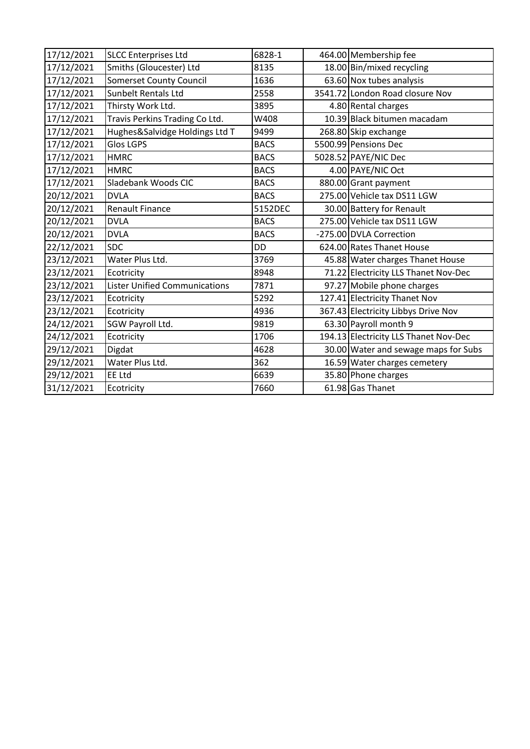| 17/12/2021 | SLCC Enterprises Ltd | 6828-1 | 464.00 | Membership fee |
|---|---|---|---|---|
| 17/12/2021 | Smiths (Gloucester) Ltd | 8135 | 18.00 | Bin/mixed recycling |
| 17/12/2021 | Somerset County Council | 1636 | 63.60 | Nox tubes analysis |
| 17/12/2021 | Sunbelt Rentals Ltd | 2558 | 3541.72 | London Road closure Nov |
| 17/12/2021 | Thirsty Work Ltd. | 3895 | 4.80 | Rental charges |
| 17/12/2021 | Travis Perkins Trading Co Ltd. | W408 | 10.39 | Black bitumen macadam |
| 17/12/2021 | Hughes&Salvidge Holdings Ltd T | 9499 | 268.80 | Skip exchange |
| 17/12/2021 | Glos LGPS | BACS | 5500.99 | Pensions Dec |
| 17/12/2021 | HMRC | BACS | 5028.52 | PAYE/NIC Dec |
| 17/12/2021 | HMRC | BACS | 4.00 | PAYE/NIC Oct |
| 17/12/2021 | Sladebank Woods CIC | BACS | 880.00 | Grant payment |
| 20/12/2021 | DVLA | BACS | 275.00 | Vehicle tax DS11 LGW |
| 20/12/2021 | Renault Finance | 5152DEC | 30.00 | Battery for Renault |
| 20/12/2021 | DVLA | BACS | 275.00 | Vehicle tax DS11 LGW |
| 20/12/2021 | DVLA | BACS | -275.00 | DVLA Correction |
| 22/12/2021 | SDC | DD | 624.00 | Rates Thanet House |
| 23/12/2021 | Water Plus Ltd. | 3769 | 45.88 | Water charges Thanet House |
| 23/12/2021 | Ecotricity | 8948 | 71.22 | Electricity LLS Thanet Nov-Dec |
| 23/12/2021 | Lister Unified Communications | 7871 | 97.27 | Mobile phone charges |
| 23/12/2021 | Ecotricity | 5292 | 127.41 | Electricity Thanet Nov |
| 23/12/2021 | Ecotricity | 4936 | 367.43 | Electricity Libbys Drive Nov |
| 24/12/2021 | SGW Payroll Ltd. | 9819 | 63.30 | Payroll month 9 |
| 24/12/2021 | Ecotricity | 1706 | 194.13 | Electricity LLS Thanet Nov-Dec |
| 29/12/2021 | Digdat | 4628 | 30.00 | Water and sewage maps for Subs |
| 29/12/2021 | Water Plus Ltd. | 362 | 16.59 | Water charges cemetery |
| 29/12/2021 | EE Ltd | 6639 | 35.80 | Phone charges |
| 31/12/2021 | Ecotricity | 7660 | 61.98 | Gas Thanet |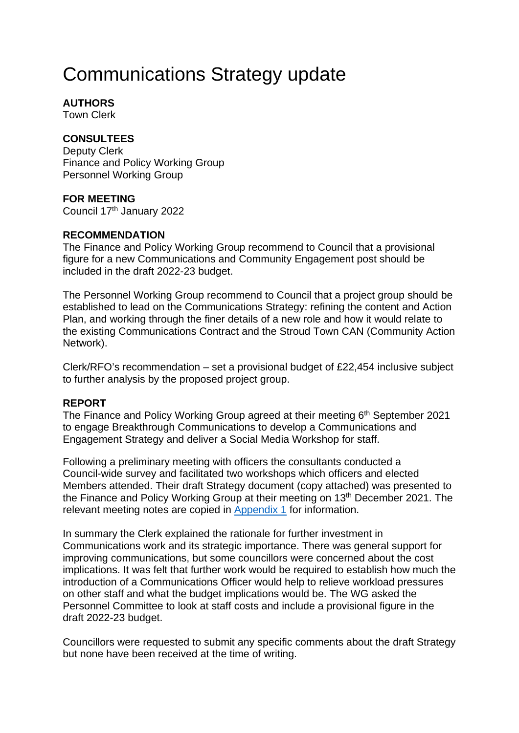# Communications Strategy update

**AUTHORS**
Town Clerk

**CONSULTEES**
Deputy Clerk
Finance and Policy Working Group
Personnel Working Group

**FOR MEETING**
Council 17th January 2022

**RECOMMENDATION**
The Finance and Policy Working Group recommend to Council that a provisional figure for a new Communications and Community Engagement post should be included in the draft 2022-23 budget.

The Personnel Working Group recommend to Council that a project group should be established to lead on the Communications Strategy: refining the content and Action Plan, and working through the finer details of a new role and how it would relate to the existing Communications Contract and the Stroud Town CAN (Community Action Network).

Clerk/RFO's recommendation – set a provisional budget of £22,454 inclusive subject to further analysis by the proposed project group.

**REPORT**
The Finance and Policy Working Group agreed at their meeting 6th September 2021 to engage Breakthrough Communications to develop a Communications and Engagement Strategy and deliver a Social Media Workshop for staff.

Following a preliminary meeting with officers the consultants conducted a Council-wide survey and facilitated two workshops which officers and elected Members attended. Their draft Strategy document (copy attached) was presented to the Finance and Policy Working Group at their meeting on 13th December 2021. The relevant meeting notes are copied in Appendix 1 for information.

In summary the Clerk explained the rationale for further investment in Communications work and its strategic importance. There was general support for improving communications, but some councillors were concerned about the cost implications. It was felt that further work would be required to establish how much the introduction of a Communications Officer would help to relieve workload pressures on other staff and what the budget implications would be. The WG asked the Personnel Committee to look at staff costs and include a provisional figure in the draft 2022-23 budget.

Councillors were requested to submit any specific comments about the draft Strategy but none have been received at the time of writing.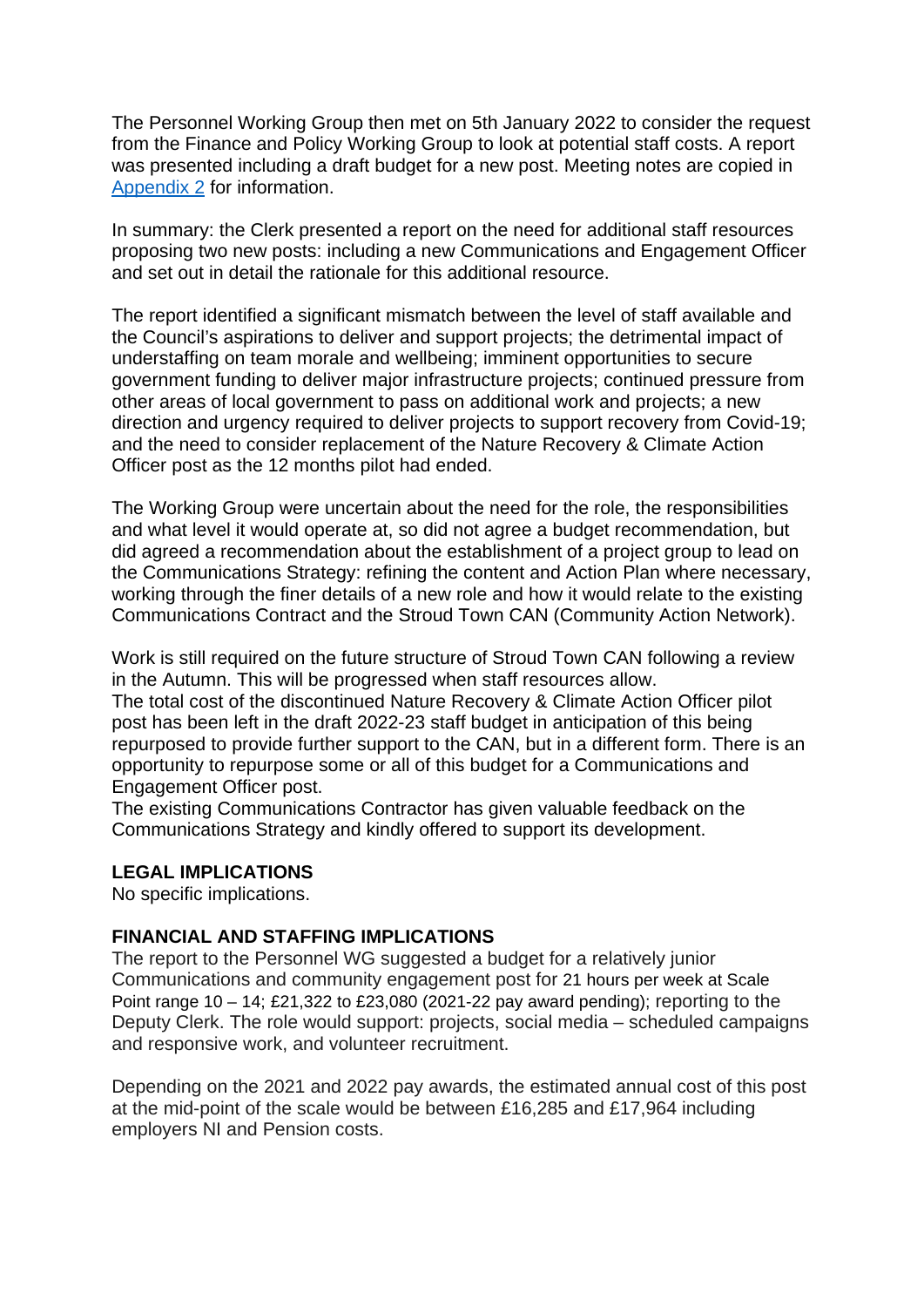The Personnel Working Group then met on 5th January 2022 to consider the request from the Finance and Policy Working Group to look at potential staff costs. A report was presented including a draft budget for a new post. Meeting notes are copied in Appendix 2 for information.

In summary: the Clerk presented a report on the need for additional staff resources proposing two new posts: including a new Communications and Engagement Officer and set out in detail the rationale for this additional resource.

The report identified a significant mismatch between the level of staff available and the Council's aspirations to deliver and support projects; the detrimental impact of understaffing on team morale and wellbeing; imminent opportunities to secure government funding to deliver major infrastructure projects; continued pressure from other areas of local government to pass on additional work and projects; a new direction and urgency required to deliver projects to support recovery from Covid-19; and the need to consider replacement of the Nature Recovery & Climate Action Officer post as the 12 months pilot had ended.

The Working Group were uncertain about the need for the role, the responsibilities and what level it would operate at, so did not agree a budget recommendation, but did agreed a recommendation about the establishment of a project group to lead on the Communications Strategy: refining the content and Action Plan where necessary, working through the finer details of a new role and how it would relate to the existing Communications Contract and the Stroud Town CAN (Community Action Network).

Work is still required on the future structure of Stroud Town CAN following a review in the Autumn. This will be progressed when staff resources allow.
The total cost of the discontinued Nature Recovery & Climate Action Officer pilot post has been left in the draft 2022-23 staff budget in anticipation of this being repurposed to provide further support to the CAN, but in a different form. There is an opportunity to repurpose some or all of this budget for a Communications and Engagement Officer post.
The existing Communications Contractor has given valuable feedback on the Communications Strategy and kindly offered to support its development.

**LEGAL IMPLICATIONS**
No specific implications.

**FINANCIAL AND STAFFING IMPLICATIONS**
The report to the Personnel WG suggested a budget for a relatively junior Communications and community engagement post for 21 hours per week at Scale Point range 10 – 14; £21,322 to £23,080 (2021-22 pay award pending); reporting to the Deputy Clerk. The role would support: projects, social media – scheduled campaigns and responsive work, and volunteer recruitment.

Depending on the 2021 and 2022 pay awards, the estimated annual cost of this post at the mid-point of the scale would be between £16,285 and £17,964 including employers NI and Pension costs.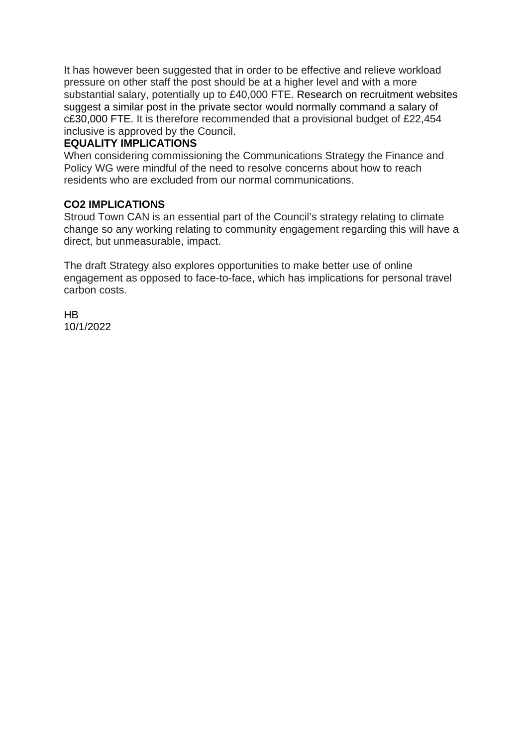It has however been suggested that in order to be effective and relieve workload pressure on other staff the post should be at a higher level and with a more substantial salary, potentially up to £40,000 FTE. Research on recruitment websites suggest a similar post in the private sector would normally command a salary of c£30,000 FTE. It is therefore recommended that a provisional budget of £22,454 inclusive is approved by the Council.

**EQUALITY IMPLICATIONS**

When considering commissioning the Communications Strategy the Finance and Policy WG were mindful of the need to resolve concerns about how to reach residents who are excluded from our normal communications.

**CO2 IMPLICATIONS**

Stroud Town CAN is an essential part of the Council's strategy relating to climate change so any working relating to community engagement regarding this will have a direct, but unmeasurable, impact.

The draft Strategy also explores opportunities to make better use of online engagement as opposed to face-to-face, which has implications for personal travel carbon costs.

HB
10/1/2022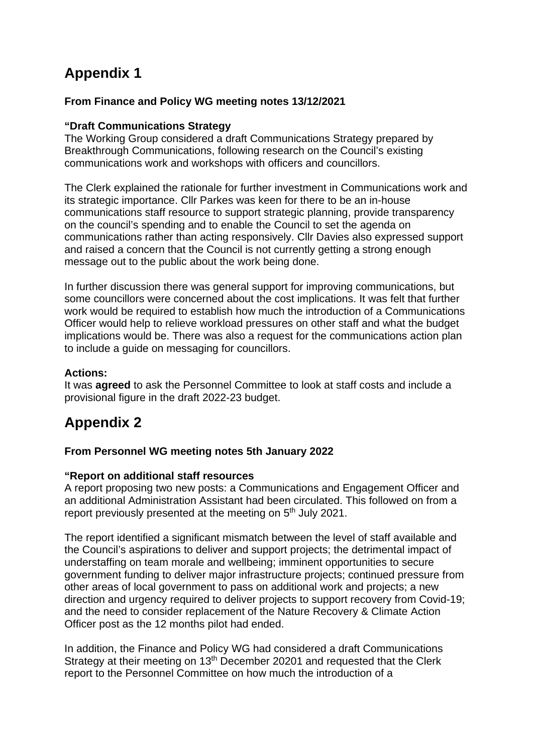# Appendix 1

**From Finance and Policy WG meeting notes 13/12/2021**

**"Draft Communications Strategy**
The Working Group considered a draft Communications Strategy prepared by Breakthrough Communications, following research on the Council's existing communications work and workshops with officers and councillors.

The Clerk explained the rationale for further investment in Communications work and its strategic importance. Cllr Parkes was keen for there to be an in-house communications staff resource to support strategic planning, provide transparency on the council's spending and to enable the Council to set the agenda on communications rather than acting responsively. Cllr Davies also expressed support and raised a concern that the Council is not currently getting a strong enough message out to the public about the work being done.

In further discussion there was general support for improving communications, but some councillors were concerned about the cost implications. It was felt that further work would be required to establish how much the introduction of a Communications Officer would help to relieve workload pressures on other staff and what the budget implications would be. There was also a request for the communications action plan to include a guide on messaging for councillors.

**Actions:**
It was **agreed** to ask the Personnel Committee to look at staff costs and include a provisional figure in the draft 2022-23 budget.

# Appendix 2

**From Personnel WG meeting notes 5th January 2022**

**"Report on additional staff resources**
A report proposing two new posts: a Communications and Engagement Officer and an additional Administration Assistant had been circulated. This followed on from a report previously presented at the meeting on 5th July 2021.

The report identified a significant mismatch between the level of staff available and the Council's aspirations to deliver and support projects; the detrimental impact of understaffing on team morale and wellbeing; imminent opportunities to secure government funding to deliver major infrastructure projects; continued pressure from other areas of local government to pass on additional work and projects; a new direction and urgency required to deliver projects to support recovery from Covid-19; and the need to consider replacement of the Nature Recovery & Climate Action Officer post as the 12 months pilot had ended.

In addition, the Finance and Policy WG had considered a draft Communications Strategy at their meeting on 13th December 20201 and requested that the Clerk report to the Personnel Committee on how much the introduction of a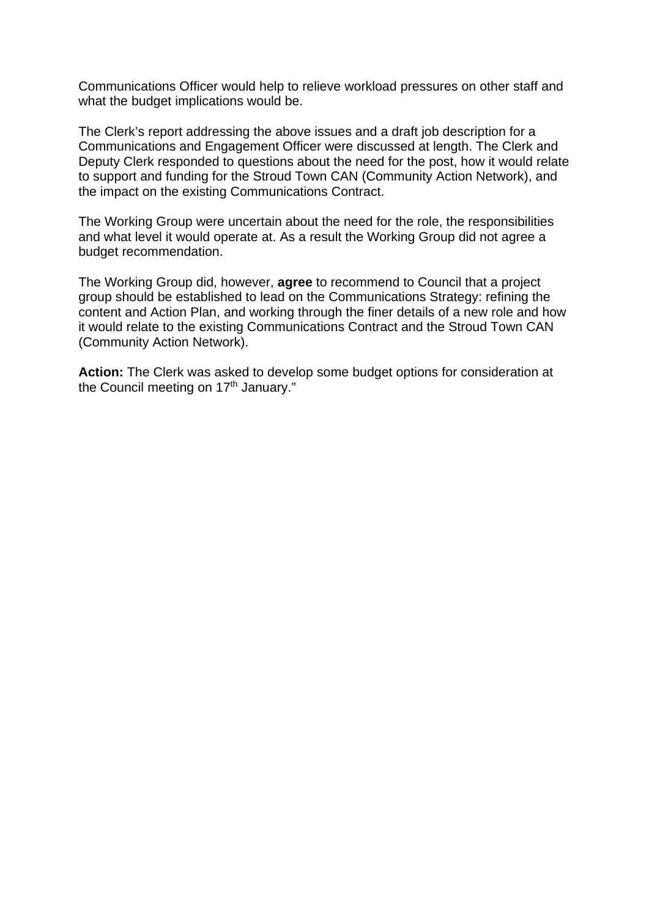Communications Officer would help to relieve workload pressures on other staff and what the budget implications would be.

The Clerk's report addressing the above issues and a draft job description for a Communications and Engagement Officer were discussed at length. The Clerk and Deputy Clerk responded to questions about the need for the post, how it would relate to support and funding for the Stroud Town CAN (Community Action Network), and the impact on the existing Communications Contract.

The Working Group were uncertain about the need for the role, the responsibilities and what level it would operate at. As a result the Working Group did not agree a budget recommendation.

The Working Group did, however, **agree** to recommend to Council that a project group should be established to lead on the Communications Strategy: refining the content and Action Plan, and working through the finer details of a new role and how it would relate to the existing Communications Contract and the Stroud Town CAN (Community Action Network).

**Action:** The Clerk was asked to develop some budget options for consideration at the Council meeting on 17th January."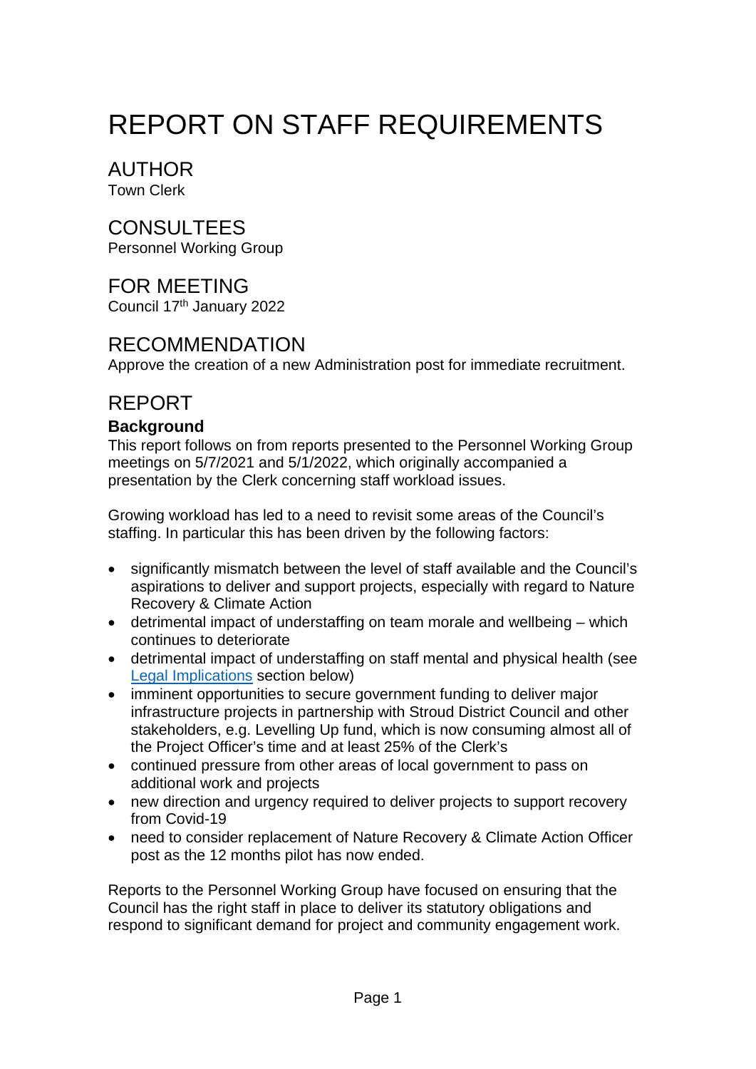# REPORT ON STAFF REQUIREMENTS

## AUTHOR

Town Clerk

## CONSULTEES

Personnel Working Group

## FOR MEETING

Council 17th January 2022

## RECOMMENDATION

Approve the creation of a new Administration post for immediate recruitment.

## REPORT

### Background

This report follows on from reports presented to the Personnel Working Group meetings on 5/7/2021 and 5/1/2022, which originally accompanied a presentation by the Clerk concerning staff workload issues.

Growing workload has led to a need to revisit some areas of the Council's staffing. In particular this has been driven by the following factors:

- significantly mismatch between the level of staff available and the Council's aspirations to deliver and support projects, especially with regard to Nature Recovery & Climate Action
- detrimental impact of understaffing on team morale and wellbeing – which continues to deteriorate
- detrimental impact of understaffing on staff mental and physical health (see Legal Implications section below)
- imminent opportunities to secure government funding to deliver major infrastructure projects in partnership with Stroud District Council and other stakeholders, e.g. Levelling Up fund, which is now consuming almost all of the Project Officer's time and at least 25% of the Clerk's
- continued pressure from other areas of local government to pass on additional work and projects
- new direction and urgency required to deliver projects to support recovery from Covid-19
- need to consider replacement of Nature Recovery & Climate Action Officer post as the 12 months pilot has now ended.

Reports to the Personnel Working Group have focused on ensuring that the Council has the right staff in place to deliver its statutory obligations and respond to significant demand for project and community engagement work.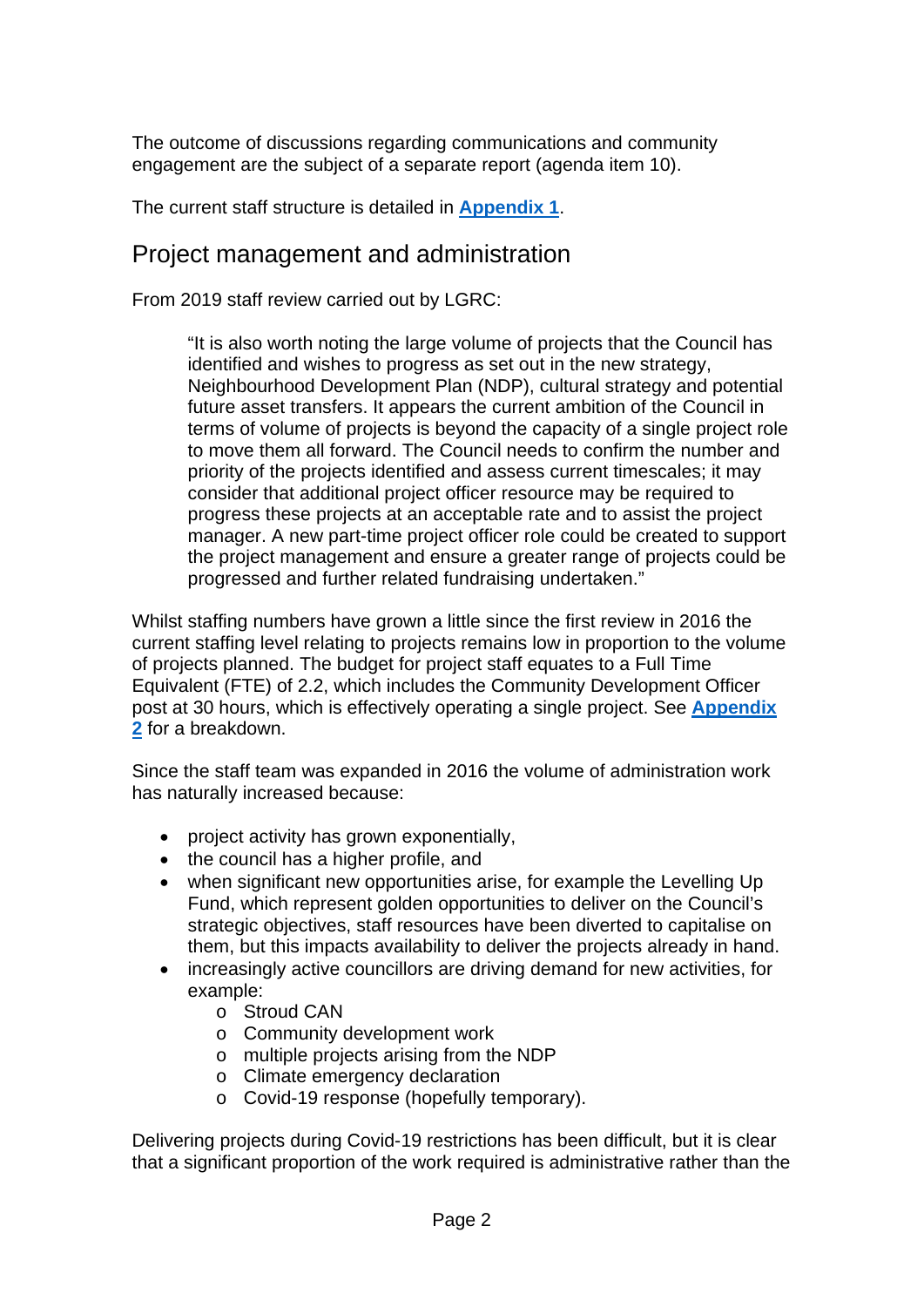The outcome of discussions regarding communications and community engagement are the subject of a separate report (agenda item 10).

The current staff structure is detailed in **Appendix 1**.

## Project management and administration

From 2019 staff review carried out by LGRC:

> "It is also worth noting the large volume of projects that the Council has identified and wishes to progress as set out in the new strategy, Neighbourhood Development Plan (NDP), cultural strategy and potential future asset transfers. It appears the current ambition of the Council in terms of volume of projects is beyond the capacity of a single project role to move them all forward. The Council needs to confirm the number and priority of the projects identified and assess current timescales; it may consider that additional project officer resource may be required to progress these projects at an acceptable rate and to assist the project manager. A new part-time project officer role could be created to support the project management and ensure a greater range of projects could be progressed and further related fundraising undertaken."

Whilst staffing numbers have grown a little since the first review in 2016 the current staffing level relating to projects remains low in proportion to the volume of projects planned. The budget for project staff equates to a Full Time Equivalent (FTE) of 2.2, which includes the Community Development Officer post at 30 hours, which is effectively operating a single project. See **Appendix 2** for a breakdown.

Since the staff team was expanded in 2016 the volume of administration work has naturally increased because:

- project activity has grown exponentially,
- the council has a higher profile, and
- when significant new opportunities arise, for example the Levelling Up Fund, which represent golden opportunities to deliver on the Council's strategic objectives, staff resources have been diverted to capitalise on them, but this impacts availability to deliver the projects already in hand.
- increasingly active councillors are driving demand for new activities, for example:
  - Stroud CAN
  - Community development work
  - multiple projects arising from the NDP
  - Climate emergency declaration
  - Covid-19 response (hopefully temporary).

Delivering projects during Covid-19 restrictions has been difficult, but it is clear that a significant proportion of the work required is administrative rather than the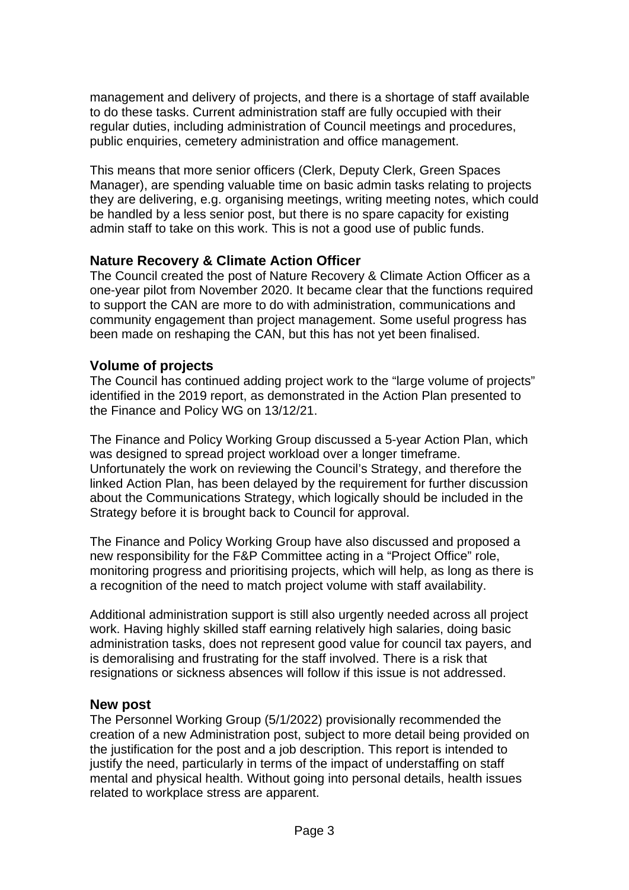management and delivery of projects, and there is a shortage of staff available to do these tasks. Current administration staff are fully occupied with their regular duties, including administration of Council meetings and procedures, public enquiries, cemetery administration and office management.

This means that more senior officers (Clerk, Deputy Clerk, Green Spaces Manager), are spending valuable time on basic admin tasks relating to projects they are delivering, e.g. organising meetings, writing meeting notes, which could be handled by a less senior post, but there is no spare capacity for existing admin staff to take on this work. This is not a good use of public funds.

### Nature Recovery & Climate Action Officer

The Council created the post of Nature Recovery & Climate Action Officer as a one-year pilot from November 2020. It became clear that the functions required to support the CAN are more to do with administration, communications and community engagement than project management. Some useful progress has been made on reshaping the CAN, but this has not yet been finalised.

### Volume of projects

The Council has continued adding project work to the "large volume of projects" identified in the 2019 report, as demonstrated in the Action Plan presented to the Finance and Policy WG on 13/12/21.

The Finance and Policy Working Group discussed a 5-year Action Plan, which was designed to spread project workload over a longer timeframe. Unfortunately the work on reviewing the Council's Strategy, and therefore the linked Action Plan, has been delayed by the requirement for further discussion about the Communications Strategy, which logically should be included in the Strategy before it is brought back to Council for approval.

The Finance and Policy Working Group have also discussed and proposed a new responsibility for the F&P Committee acting in a "Project Office" role, monitoring progress and prioritising projects, which will help, as long as there is a recognition of the need to match project volume with staff availability.

Additional administration support is still also urgently needed across all project work. Having highly skilled staff earning relatively high salaries, doing basic administration tasks, does not represent good value for council tax payers, and is demoralising and frustrating for the staff involved. There is a risk that resignations or sickness absences will follow if this issue is not addressed.

### New post

The Personnel Working Group (5/1/2022) provisionally recommended the creation of a new Administration post, subject to more detail being provided on the justification for the post and a job description. This report is intended to justify the need, particularly in terms of the impact of understaffing on staff mental and physical health. Without going into personal details, health issues related to workplace stress are apparent.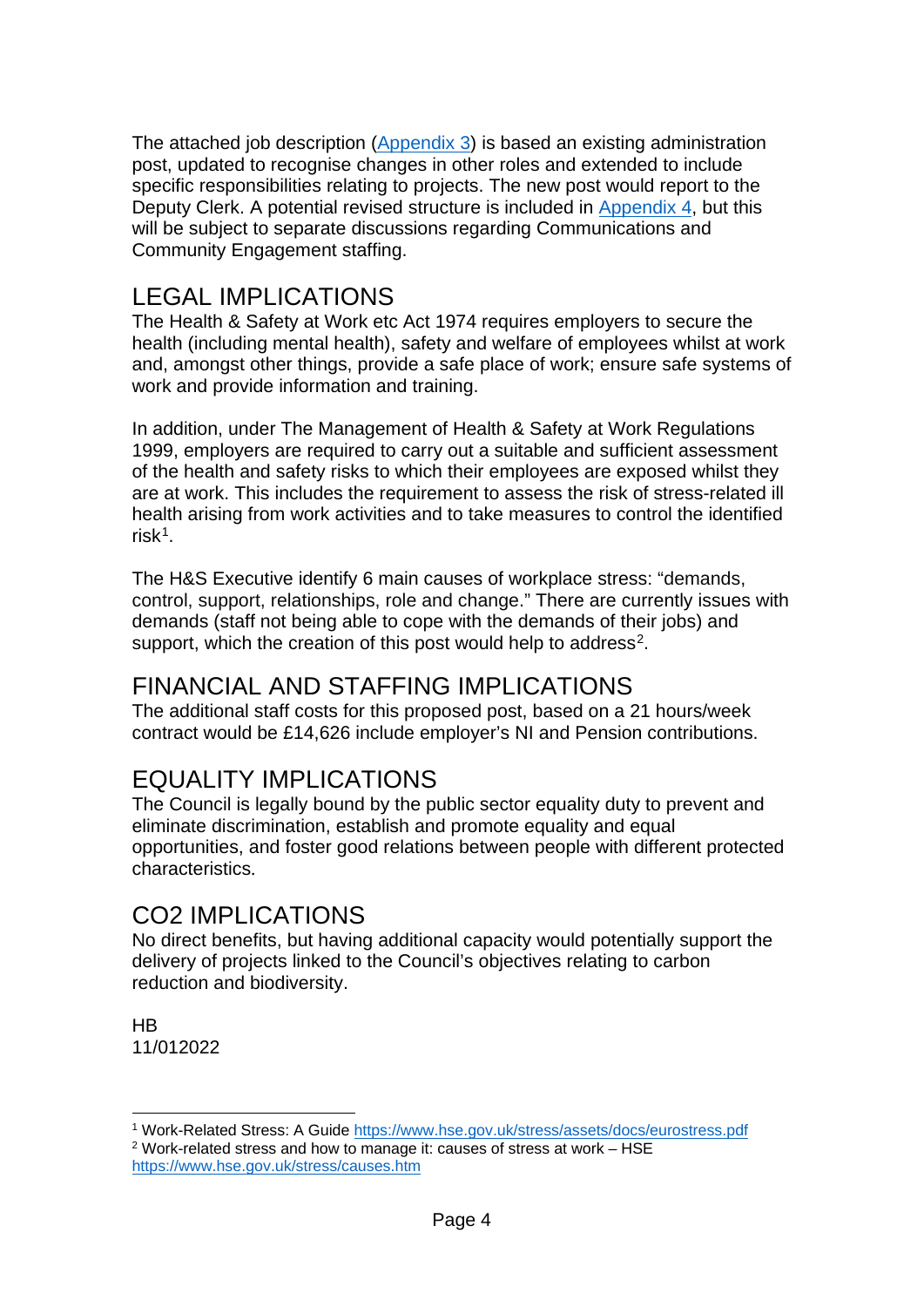The attached job description ([Appendix 3]) is based an existing administration post, updated to recognise changes in other roles and extended to include specific responsibilities relating to projects. The new post would report to the Deputy Clerk. A potential revised structure is included in [Appendix 4], but this will be subject to separate discussions regarding Communications and Community Engagement staffing.

## LEGAL IMPLICATIONS

The Health & Safety at Work etc Act 1974 requires employers to secure the health (including mental health), safety and welfare of employees whilst at work and, amongst other things, provide a safe place of work; ensure safe systems of work and provide information and training.

In addition, under The Management of Health & Safety at Work Regulations 1999, employers are required to carry out a suitable and sufficient assessment of the health and safety risks to which their employees are exposed whilst they are at work. This includes the requirement to assess the risk of stress-related ill health arising from work activities and to take measures to control the identified risk[1].

The H&S Executive identify 6 main causes of workplace stress: "demands, control, support, relationships, role and change." There are currently issues with demands (staff not being able to cope with the demands of their jobs) and support, which the creation of this post would help to address[2].

## FINANCIAL AND STAFFING IMPLICATIONS

The additional staff costs for this proposed post, based on a 21 hours/week contract would be £14,626 include employer's NI and Pension contributions.

## EQUALITY IMPLICATIONS

The Council is legally bound by the public sector equality duty to prevent and eliminate discrimination, establish and promote equality and equal opportunities, and foster good relations between people with different protected characteristics.

## CO2 IMPLICATIONS

No direct benefits, but having additional capacity would potentially support the delivery of projects linked to the Council's objectives relating to carbon reduction and biodiversity.

HB
11/012022

---

[1] Work-Related Stress: A Guide https://www.hse.gov.uk/stress/assets/docs/eurostress.pdf

[2] Work-related stress and how to manage it: causes of stress at work – HSE https://www.hse.gov.uk/stress/causes.htm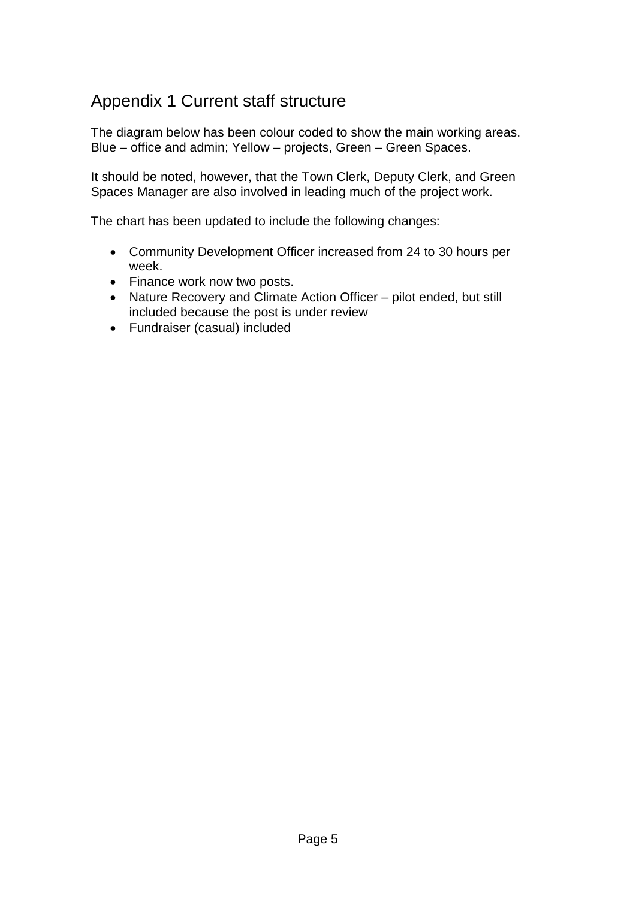# Appendix 1 Current staff structure

The diagram below has been colour coded to show the main working areas. Blue – office and admin; Yellow – projects, Green – Green Spaces.

It should be noted, however, that the Town Clerk, Deputy Clerk, and Green Spaces Manager are also involved in leading much of the project work.

The chart has been updated to include the following changes:

- Community Development Officer increased from 24 to 30 hours per week.
- Finance work now two posts.
- Nature Recovery and Climate Action Officer – pilot ended, but still included because the post is under review
- Fundraiser (casual) included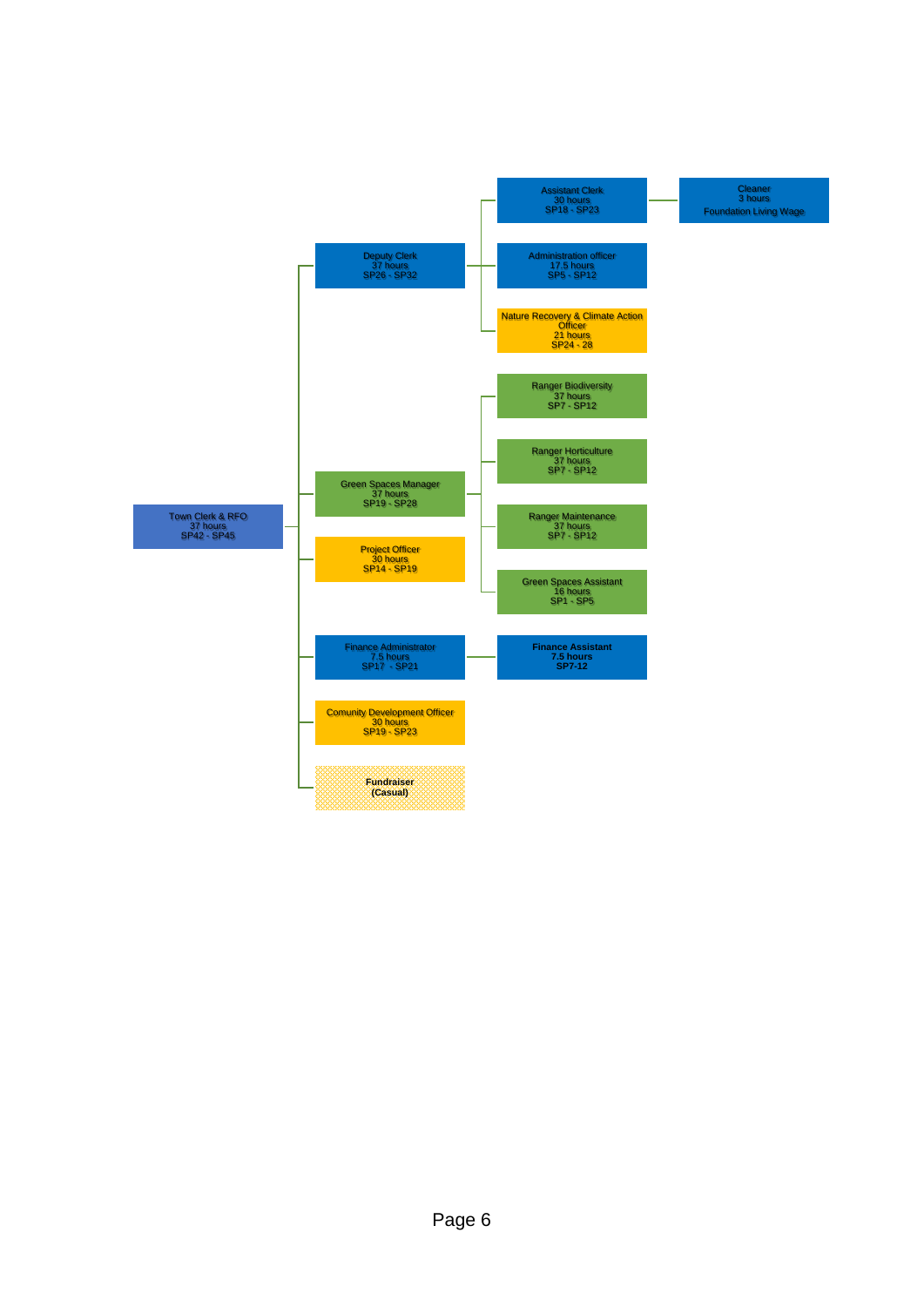- **Town Clerk & RFO** – 37 hours – SP42 - SP45
  - **Deputy Clerk** – 37 hours – SP26 - SP32
    - Assistant Clerk – 30 hours – SP18 - SP23
      - Cleaner – 3 hours – Foundation Living Wage
    - Administration officer – 17.5 hours – SP5 - SP12
    - Nature Recovery & Climate Action Officer – 21 hours – SP24 - 28
  - **Green Spaces Manager** – 37 hours – SP19 - SP28
    - Ranger Biodiversity – 37 hours – SP7 - SP12
    - Ranger Horticulture – 37 hours – SP7 - SP12
    - Ranger Maintenance – 37 hours – SP7 - SP12
    - Green Spaces Assistant – 16 hours – SP1 - SP5
  - **Project Officer** – 30 hours – SP14 - SP19
  - **Finance Administrator** – 7.5 hours – SP17 - SP21
    - Finance Assistant – 7.5 hours – SP7-12
  - **Comunity Development Officer** – 30 hours – SP19 - SP23
  - **Fundraiser (Casual)**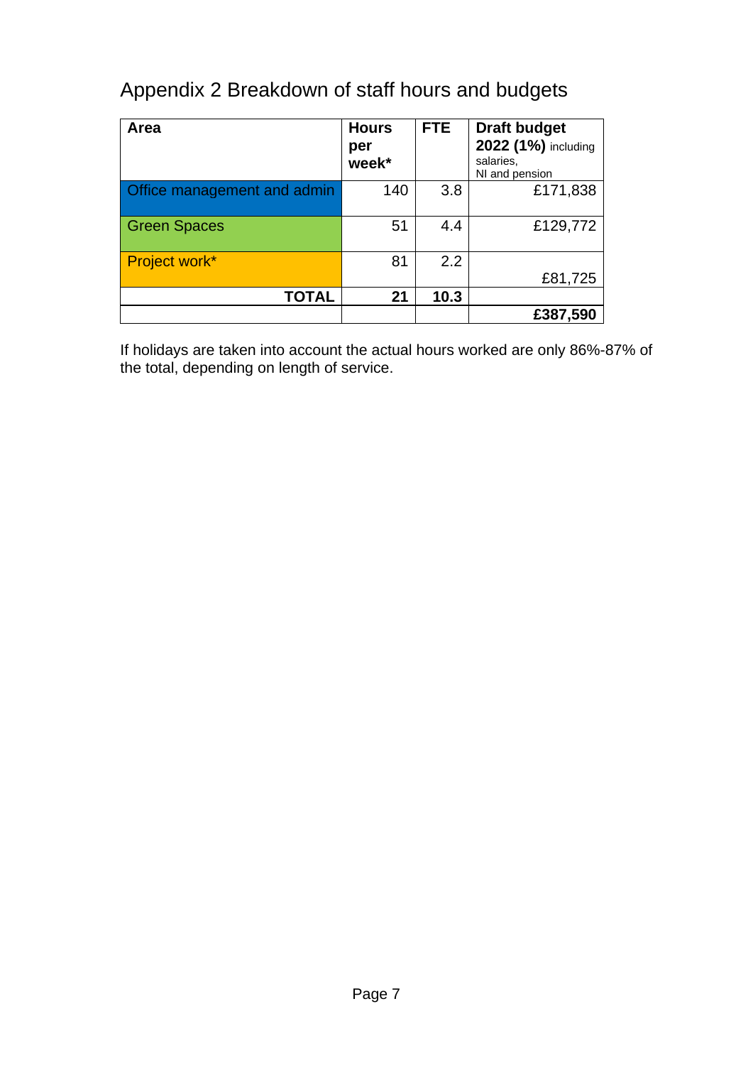# Appendix 2 Breakdown of staff hours and budgets

| Area | Hours per week* | FTE | Draft budget 2022 (1%) including salaries, NI and pension |
|---|---|---|---|
| Office management and admin | 140 | 3.8 | £171,838 |
| Green Spaces | 51 | 4.4 | £129,772 |
| Project work* | 81 | 2.2 | £81,725 |
| **TOTAL** | **21** | **10.3** | |
| | | | **£387,590** |

If holidays are taken into account the actual hours worked are only 86%-87% of the total, depending on length of service.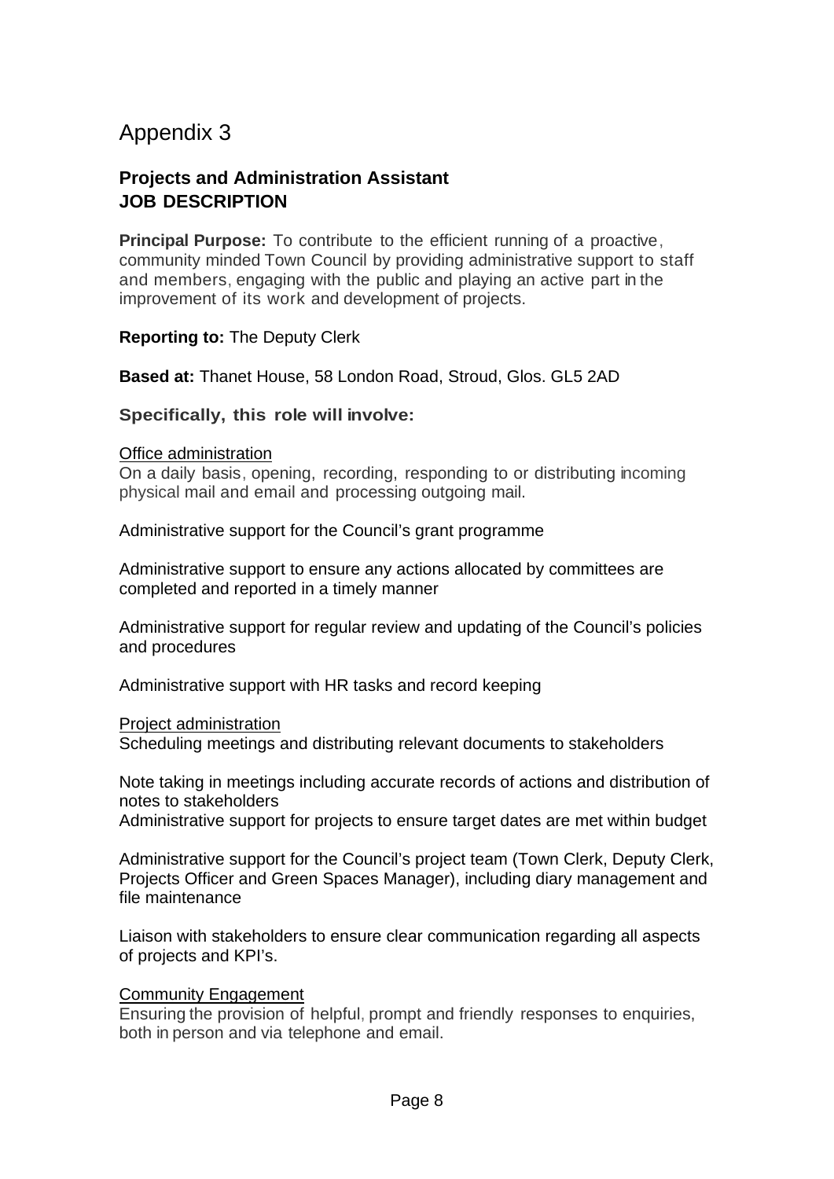# Appendix 3

## Projects and Administration Assistant
## JOB DESCRIPTION

**Principal Purpose:** To contribute to the efficient running of a proactive, community minded Town Council by providing administrative support to staff and members, engaging with the public and playing an active part in the improvement of its work and development of projects.

**Reporting to:** The Deputy Clerk

**Based at:** Thanet House, 58 London Road, Stroud, Glos. GL5 2AD

### Specifically, this role will involve:

<u>Office administration</u>
On a daily basis, opening, recording, responding to or distributing incoming physical mail and email and processing outgoing mail.

Administrative support for the Council's grant programme

Administrative support to ensure any actions allocated by committees are completed and reported in a timely manner

Administrative support for regular review and updating of the Council's policies and procedures

Administrative support with HR tasks and record keeping

<u>Project administration</u>
Scheduling meetings and distributing relevant documents to stakeholders

Note taking in meetings including accurate records of actions and distribution of notes to stakeholders
Administrative support for projects to ensure target dates are met within budget

Administrative support for the Council's project team (Town Clerk, Deputy Clerk, Projects Officer and Green Spaces Manager), including diary management and file maintenance

Liaison with stakeholders to ensure clear communication regarding all aspects of projects and KPI's.

<u>Community Engagement</u>
Ensuring the provision of helpful, prompt and friendly responses to enquiries, both in person and via telephone and email.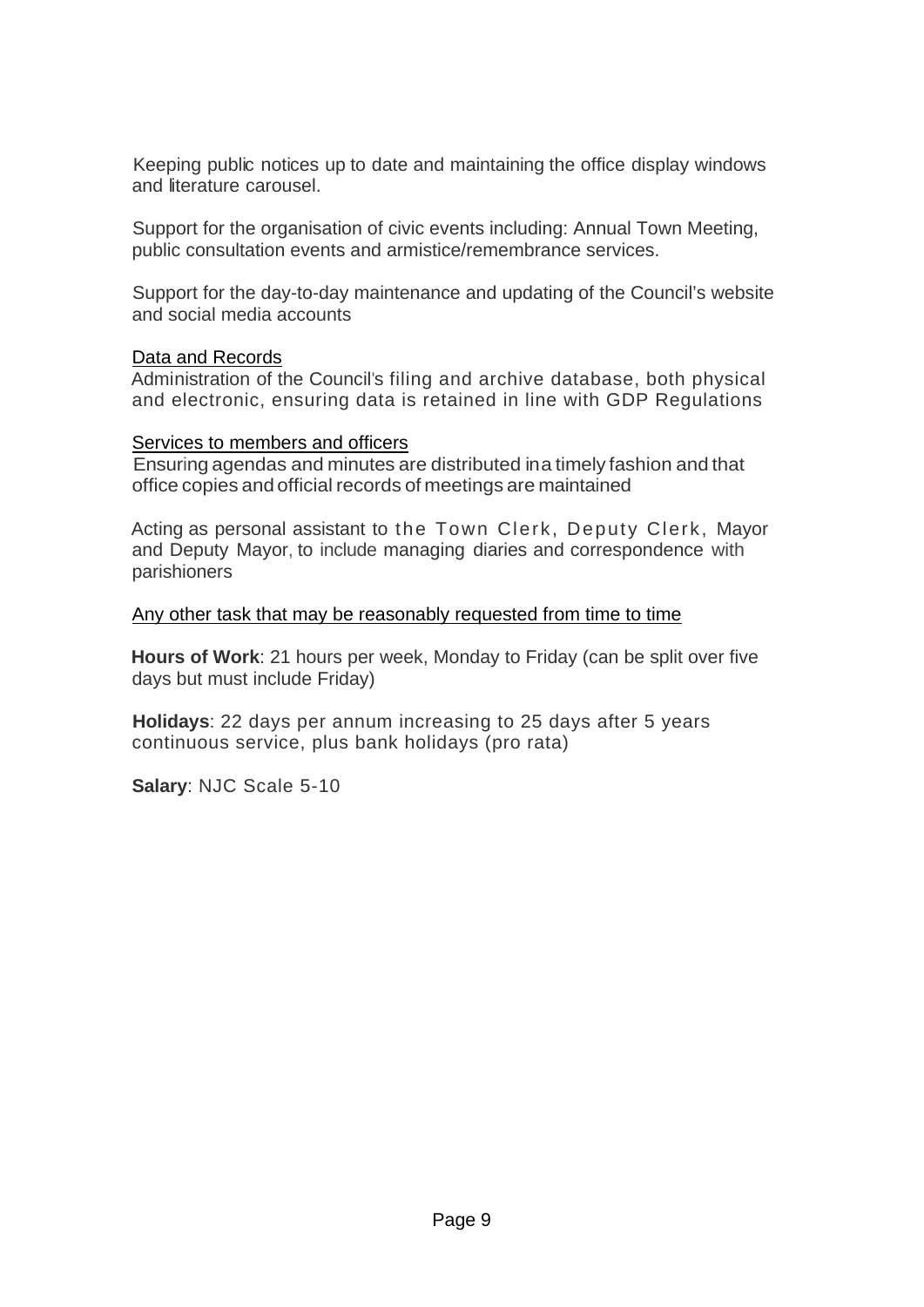Keeping public notices up to date and maintaining the office display windows and literature carousel.

Support for the organisation of civic events including: Annual Town Meeting, public consultation events and armistice/remembrance services.

Support for the day-to-day maintenance and updating of the Council's website and social media accounts

<u>Data and Records</u>

Administration of the Council's filing and archive database, both physical and electronic, ensuring data is retained in line with GDP Regulations

<u>Services to members and officers</u>

Ensuring agendas and minutes are distributed ina timely fashion and that office copies and official records of meetings are maintained

Acting as personal assistant to the Town Clerk, Deputy Clerk, Mayor and Deputy Mayor, to include managing diaries and correspondence with parishioners

<u>Any other task that may be reasonably requested from time to time</u>

**Hours of Work**: 21 hours per week, Monday to Friday (can be split over five days but must include Friday)

**Holidays**: 22 days per annum increasing to 25 days after 5 years continuous service, plus bank holidays (pro rata)

**Salary**: NJC Scale 5-10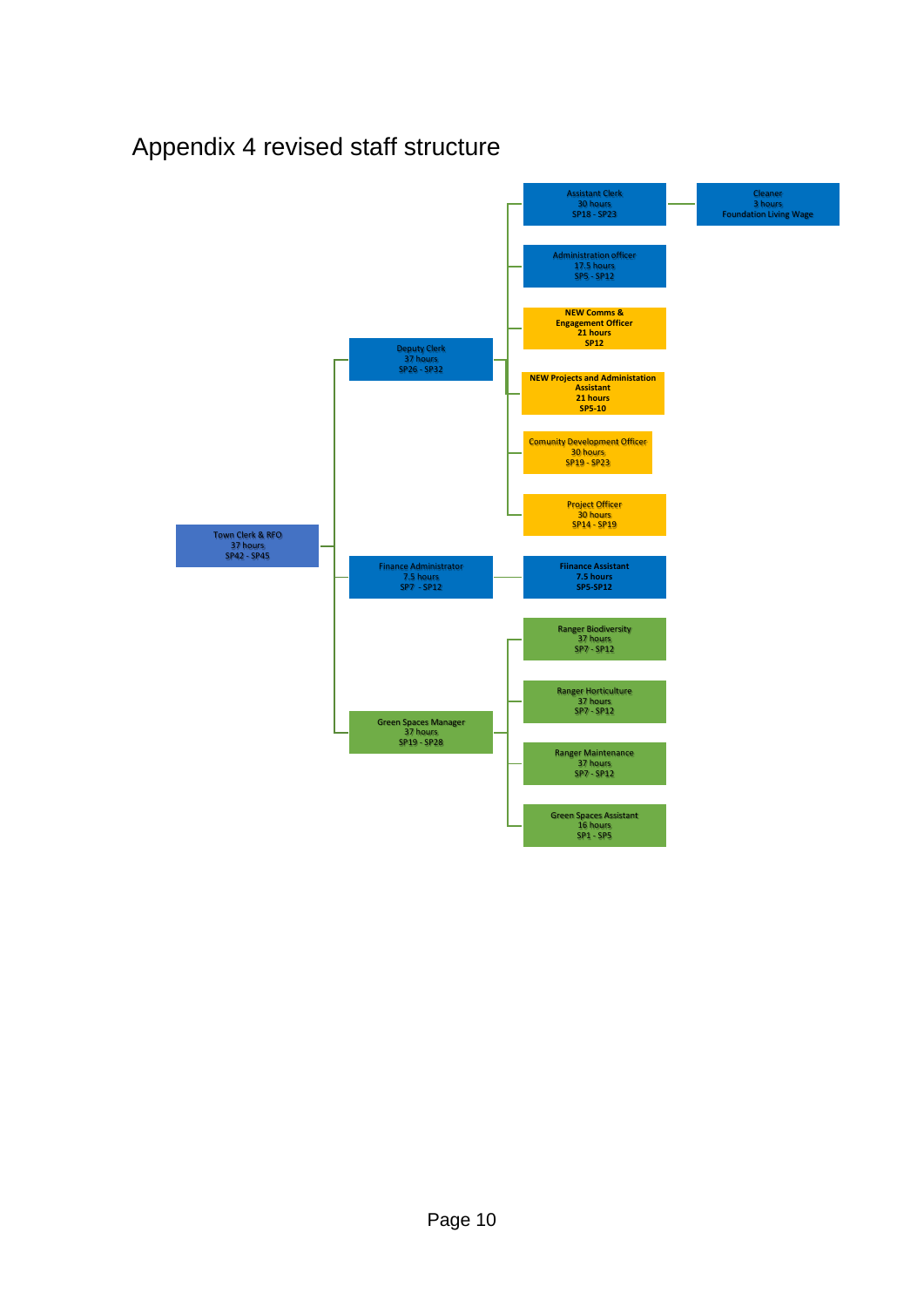# Appendix 4 revised staff structure

- **Town Clerk & RFO** — 37 hours — SP42 - SP45
  - **Deputy Clerk** — 37 hours — SP26 - SP32
    - **Assistant Clerk** — 30 hours — SP18 - SP23
      - **Cleaner** — 3 hours — Foundation Living Wage
    - **Administration officer** — 17.5 hours — SP5 - SP12
    - **NEW Comms & Engagement Officer** — 21 hours — SP12
    - **NEW Projects and Administation Assistant** — 21 hours — SP5-10
    - **Comunity Development Officer** — 30 hours — SP19 - SP23
    - **Project Officer** — 30 hours — SP14 - SP19
  - **Finance Administrator** — 7.5 hours — SP7 - SP12
    - **Fiinance Assistant** — 7.5 hours — SP5-SP12
  - **Green Spaces Manager** — 37 hours — SP19 - SP28
    - **Ranger Biodiversity** — 37 hours — SP7 - SP12
    - **Ranger Horticulture** — 37 hours — SP7 - SP12
    - **Ranger Maintenance** — 37 hours — SP7 - SP12
    - **Green Spaces Assistant** — 16 hours — SP1 - SP5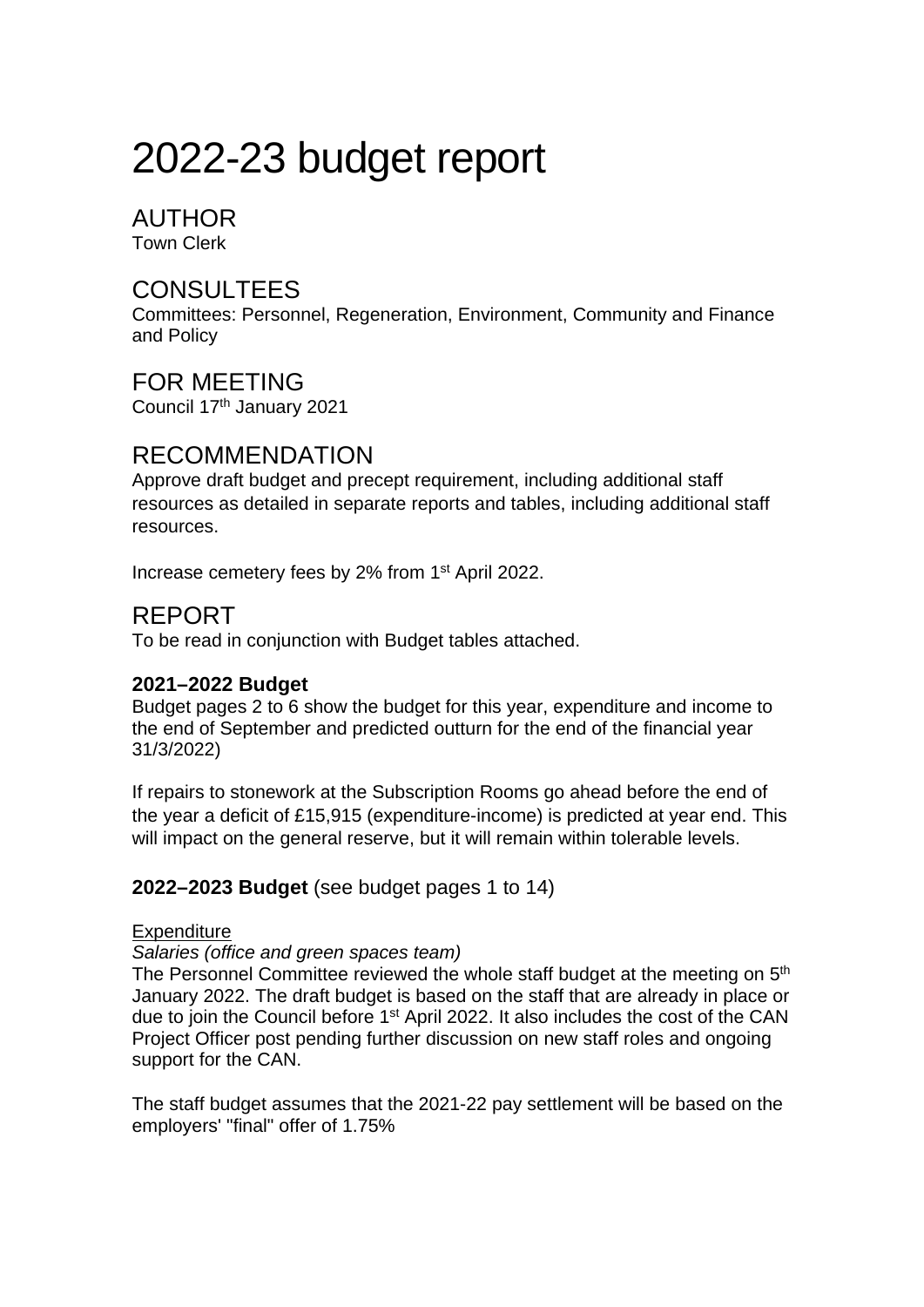# 2022-23 budget report

## AUTHOR

Town Clerk

## CONSULTEES

Committees: Personnel, Regeneration, Environment, Community and Finance and Policy

## FOR MEETING

Council 17th January 2021

## RECOMMENDATION

Approve draft budget and precept requirement, including additional staff resources as detailed in separate reports and tables, including additional staff resources.

Increase cemetery fees by 2% from 1st April 2022.

## REPORT

To be read in conjunction with Budget tables attached.

### 2021–2022 Budget

Budget pages 2 to 6 show the budget for this year, expenditure and income to the end of September and predicted outturn for the end of the financial year 31/3/2022)

If repairs to stonework at the Subscription Rooms go ahead before the end of the year a deficit of £15,915 (expenditure-income) is predicted at year end. This will impact on the general reserve, but it will remain within tolerable levels.

### 2022–2023 Budget (see budget pages 1 to 14)

Expenditure

*Salaries (office and green spaces team)*

The Personnel Committee reviewed the whole staff budget at the meeting on 5th January 2022. The draft budget is based on the staff that are already in place or due to join the Council before 1st April 2022. It also includes the cost of the CAN Project Officer post pending further discussion on new staff roles and ongoing support for the CAN.

The staff budget assumes that the 2021-22 pay settlement will be based on the employers' "final" offer of 1.75%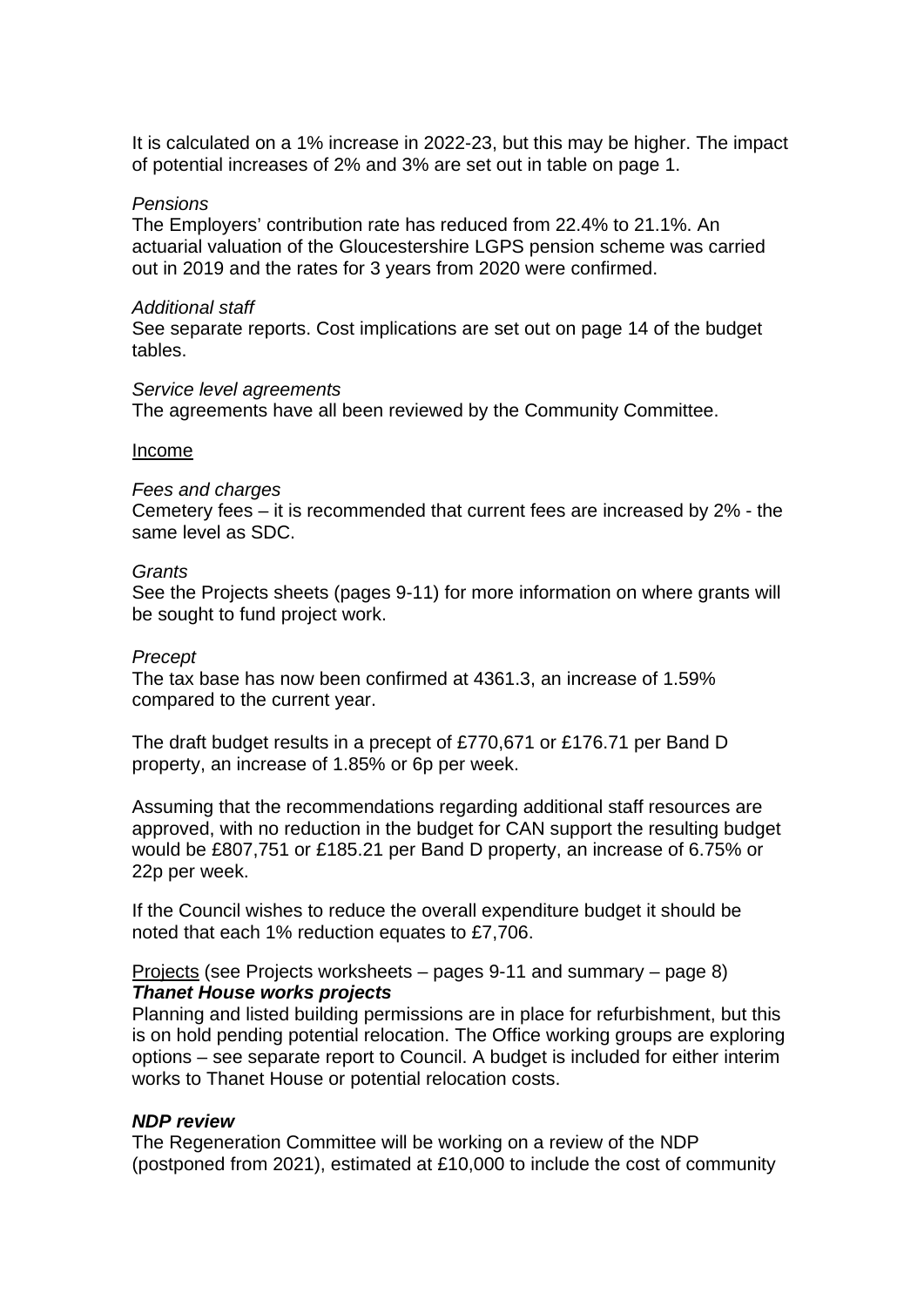It is calculated on a 1% increase in 2022-23, but this may be higher. The impact of potential increases of 2% and 3% are set out in table on page 1.

*Pensions*
The Employers' contribution rate has reduced from 22.4% to 21.1%. An actuarial valuation of the Gloucestershire LGPS pension scheme was carried out in 2019 and the rates for 3 years from 2020 were confirmed.

*Additional staff*
See separate reports. Cost implications are set out on page 14 of the budget tables.

*Service level agreements*
The agreements have all been reviewed by the Community Committee.

<u>Income</u>

*Fees and charges*
Cemetery fees – it is recommended that current fees are increased by 2% - the same level as SDC.

*Grants*
See the Projects sheets (pages 9-11) for more information on where grants will be sought to fund project work.

*Precept*
The tax base has now been confirmed at 4361.3, an increase of 1.59% compared to the current year.

The draft budget results in a precept of £770,671 or £176.71 per Band D property, an increase of 1.85% or 6p per week.

Assuming that the recommendations regarding additional staff resources are approved, with no reduction in the budget for CAN support the resulting budget would be £807,751 or £185.21 per Band D property, an increase of 6.75% or 22p per week.

If the Council wishes to reduce the overall expenditure budget it should be noted that each 1% reduction equates to £7,706.

<u>Projects</u> (see Projects worksheets – pages 9-11 and summary – page 8)
***Thanet House works projects***
Planning and listed building permissions are in place for refurbishment, but this is on hold pending potential relocation. The Office working groups are exploring options – see separate report to Council. A budget is included for either interim works to Thanet House or potential relocation costs.

***NDP review***
The Regeneration Committee will be working on a review of the NDP (postponed from 2021), estimated at £10,000 to include the cost of community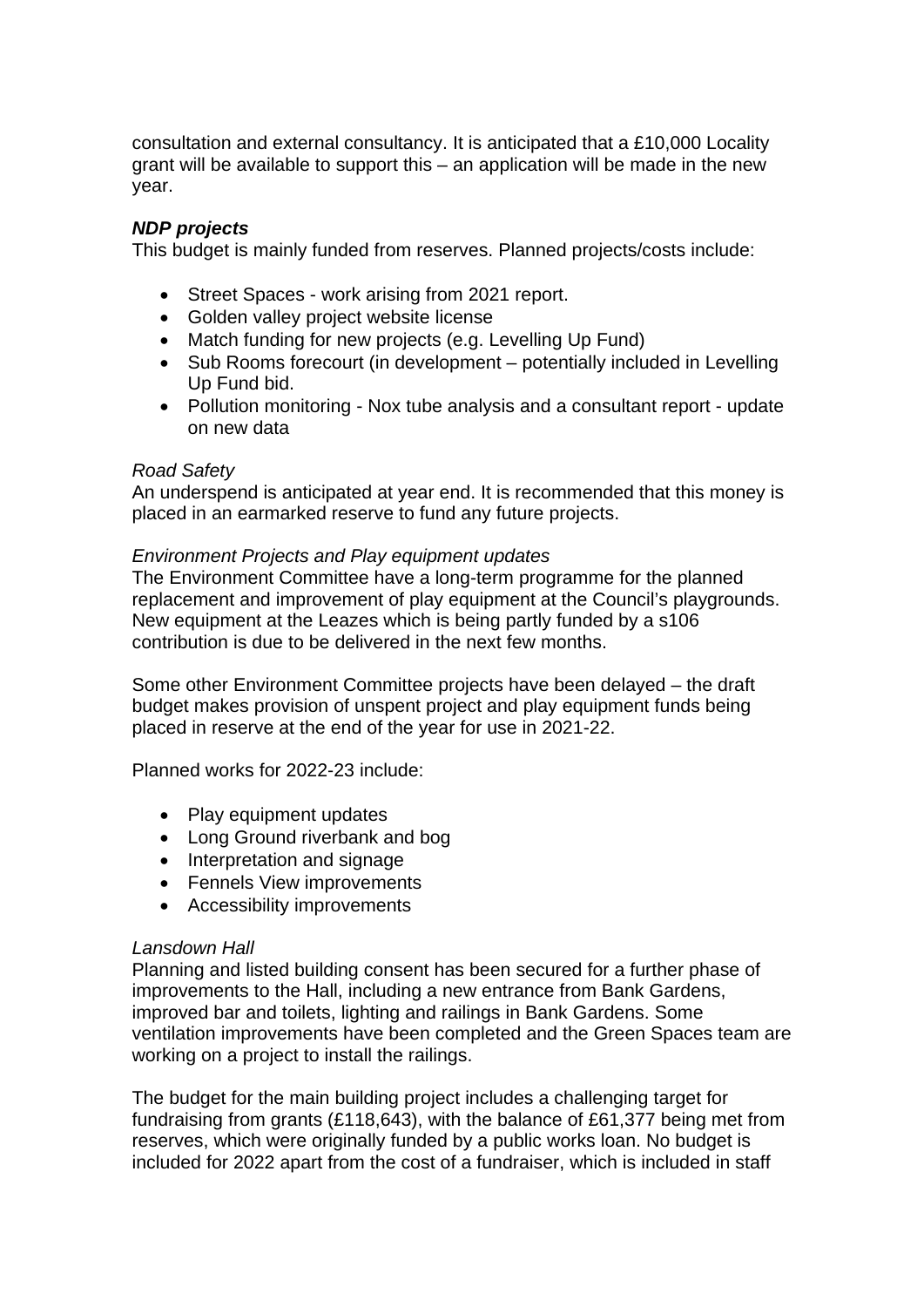consultation and external consultancy. It is anticipated that a £10,000 Locality grant will be available to support this – an application will be made in the new year.

***NDP projects***

This budget is mainly funded from reserves. Planned projects/costs include:

- Street Spaces - work arising from 2021 report.
- Golden valley project website license
- Match funding for new projects (e.g. Levelling Up Fund)
- Sub Rooms forecourt (in development – potentially included in Levelling Up Fund bid.
- Pollution monitoring - Nox tube analysis and a consultant report - update on new data

*Road Safety*

An underspend is anticipated at year end. It is recommended that this money is placed in an earmarked reserve to fund any future projects.

*Environment Projects and Play equipment updates*

The Environment Committee have a long-term programme for the planned replacement and improvement of play equipment at the Council's playgrounds. New equipment at the Leazes which is being partly funded by a s106 contribution is due to be delivered in the next few months.

Some other Environment Committee projects have been delayed – the draft budget makes provision of unspent project and play equipment funds being placed in reserve at the end of the year for use in 2021-22.

Planned works for 2022-23 include:

- Play equipment updates
- Long Ground riverbank and bog
- Interpretation and signage
- Fennels View improvements
- Accessibility improvements

*Lansdown Hall*

Planning and listed building consent has been secured for a further phase of improvements to the Hall, including a new entrance from Bank Gardens, improved bar and toilets, lighting and railings in Bank Gardens. Some ventilation improvements have been completed and the Green Spaces team are working on a project to install the railings.

The budget for the main building project includes a challenging target for fundraising from grants (£118,643), with the balance of £61,377 being met from reserves, which were originally funded by a public works loan. No budget is included for 2022 apart from the cost of a fundraiser, which is included in staff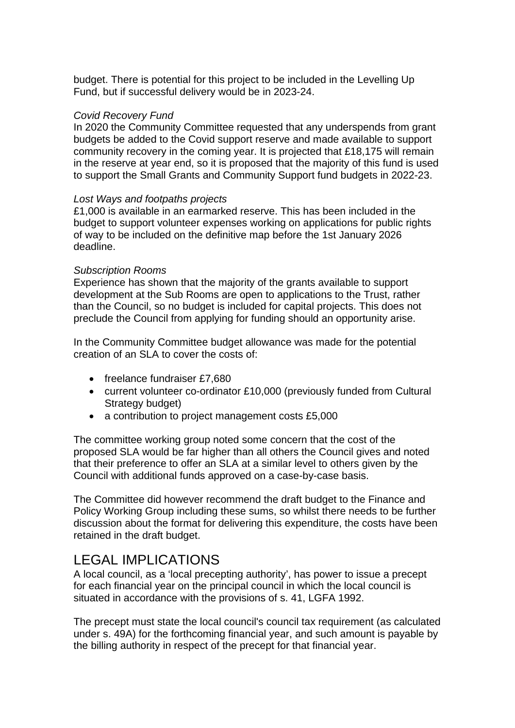budget. There is potential for this project to be included in the Levelling Up Fund, but if successful delivery would be in 2023-24.

*Covid Recovery Fund*
In 2020 the Community Committee requested that any underspends from grant budgets be added to the Covid support reserve and made available to support community recovery in the coming year. It is projected that £18,175 will remain in the reserve at year end, so it is proposed that the majority of this fund is used to support the Small Grants and Community Support fund budgets in 2022-23.

*Lost Ways and footpaths projects*
£1,000 is available in an earmarked reserve. This has been included in the budget to support volunteer expenses working on applications for public rights of way to be included on the definitive map before the 1st January 2026 deadline.

*Subscription Rooms*
Experience has shown that the majority of the grants available to support development at the Sub Rooms are open to applications to the Trust, rather than the Council, so no budget is included for capital projects. This does not preclude the Council from applying for funding should an opportunity arise.

In the Community Committee budget allowance was made for the potential creation of an SLA to cover the costs of:

- freelance fundraiser £7,680
- current volunteer co-ordinator £10,000 (previously funded from Cultural Strategy budget)
- a contribution to project management costs £5,000

The committee working group noted some concern that the cost of the proposed SLA would be far higher than all others the Council gives and noted that their preference to offer an SLA at a similar level to others given by the Council with additional funds approved on a case-by-case basis.

The Committee did however recommend the draft budget to the Finance and Policy Working Group including these sums, so whilst there needs to be further discussion about the format for delivering this expenditure, the costs have been retained in the draft budget.

## LEGAL IMPLICATIONS

A local council, as a 'local precepting authority', has power to issue a precept for each financial year on the principal council in which the local council is situated in accordance with the provisions of s. 41, LGFA 1992.

The precept must state the local council's council tax requirement (as calculated under s. 49A) for the forthcoming financial year, and such amount is payable by the billing authority in respect of the precept for that financial year.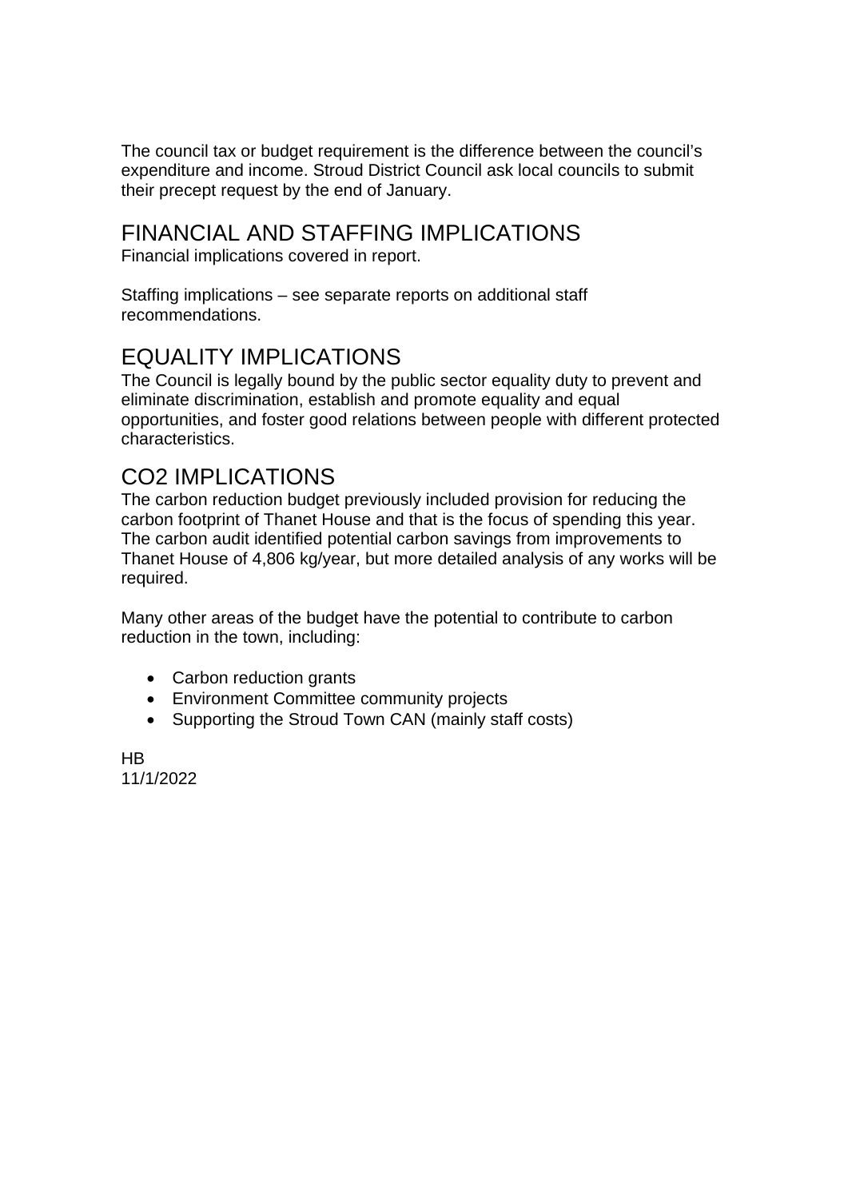The council tax or budget requirement is the difference between the council's expenditure and income. Stroud District Council ask local councils to submit their precept request by the end of January.

## FINANCIAL AND STAFFING IMPLICATIONS

Financial implications covered in report.

Staffing implications – see separate reports on additional staff recommendations.

## EQUALITY IMPLICATIONS

The Council is legally bound by the public sector equality duty to prevent and eliminate discrimination, establish and promote equality and equal opportunities, and foster good relations between people with different protected characteristics.

## CO2 IMPLICATIONS

The carbon reduction budget previously included provision for reducing the carbon footprint of Thanet House and that is the focus of spending this year. The carbon audit identified potential carbon savings from improvements to Thanet House of 4,806 kg/year, but more detailed analysis of any works will be required.

Many other areas of the budget have the potential to contribute to carbon reduction in the town, including:

- Carbon reduction grants
- Environment Committee community projects
- Supporting the Stroud Town CAN (mainly staff costs)

HB
11/1/2022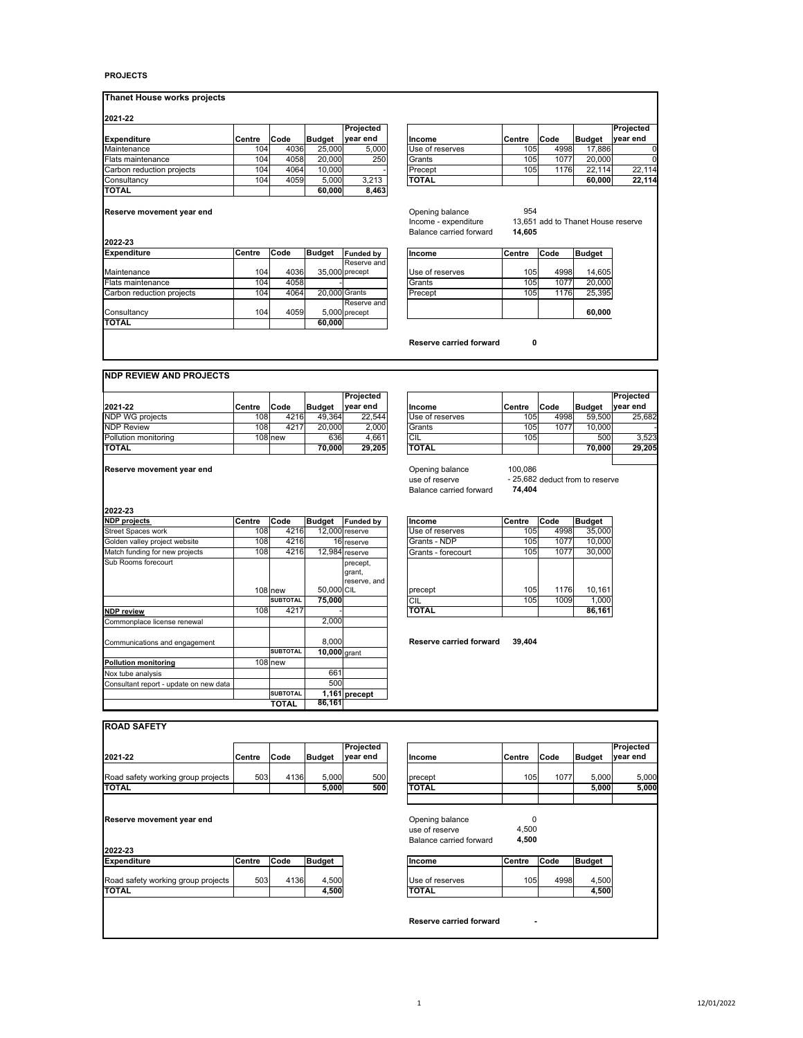**PROJECTS**

## Thanet House works projects

### 2021-22

| Expenditure | Centre | Code | Budget | Projected year end |
|---|---|---|---|---|
| Maintenance | 104 | 4036 | 25,000 | 5,000 |
| Flats maintenance | 104 | 4058 | 20,000 | 250 |
| Carbon reduction projects | 104 | 4064 | 10,000 | - |
| Consultancy | 104 | 4059 | 5,000 | 3,213 |
| **TOTAL** | | | **60,000** | **8,463** |

| Income | Centre | Code | Budget | Projected year end |
|---|---|---|---|---|
| Use of reserves | 105 | 4998 | 17,886 | 0 |
| Grants | 105 | 1077 | 20,000 | 0 |
| Precept | 105 | 1176 | 22,114 | 22,114 |
| **TOTAL** | | | **60,000** | **22,114** |

**Reserve movement year end**

| | | |
|---|---|---|
| Opening balance | 954 | |
| Income - expenditure | 13,651 | add to Thanet House reserve |
| Balance carried forward | **14,605** | |

### 2022-23

| Expenditure | Centre | Code | Budget | Funded by |
|---|---|---|---|---|
| Maintenance | 104 | 4036 | 35,000 | Reserve and precept |
| Flats maintenance | 104 | 4058 | - | |
| Carbon reduction projects | 104 | 4064 | 20,000 | Grants |
| Consultancy | 104 | 4059 | 5,000 | Reserve and precept |
| **TOTAL** | | | **60,000** | |

| Income | Centre | Code | Budget |
|---|---|---|---|
| Use of reserves | 105 | 4998 | 14,605 |
| Grants | 105 | 1077 | 20,000 |
| Precept | 105 | 1176 | 25,395 |
| | | | **60,000** |

**Reserve carried forward** **0**

## NDP REVIEW AND PROJECTS

| 2021-22 | Centre | Code | Budget | Projected year end |
|---|---|---|---|---|
| NDP WG projects | 108 | 4216 | 49,364 | 22,544 |
| NDP Review | 108 | 4217 | 20,000 | 2,000 |
| Pollution monitoring | 108 | new | 636 | 4,661 |
| **TOTAL** | | | **70,000** | **29,205** |

| Income | Centre | Code | Budget | Projected year end |
|---|---|---|---|---|
| Use of reserves | 105 | 4998 | 59,500 | 25,682 |
| Grants | 105 | 1077 | 10,000 | - |
| CIL | 105 | | 500 | 3,523 |
| **TOTAL** | | | **70,000** | **29,205** |

**Reserve movement year end**

| | | |
|---|---|---|
| Opening balance | 100,086 | |
| use of reserve | - 25,682 | deduct from to reserve |
| Balance carried forward | **74,404** | |

### 2022-23

| NDP projects | Centre | Code | Budget | Funded by |
|---|---|---|---|---|
| Street Spaces work | 108 | 4216 | 12,000 | reserve |
| Golden valley project website | 108 | 4216 | 16 | reserve |
| Match funding for new projects | 108 | 4216 | 12,984 | reserve |
| Sub Rooms forecourt | 108 | new | 50,000 | precept, grant, reserve, and CIL |
| | | **SUBTOTAL** | **75,000** | |
| **NDP review** | 108 | 4217 | - | |
| Commonplace license renewal | | | 2,000 | |
| Communications and engagement | | | 8,000 | |
| | | **SUBTOTAL** | **10,000** | grant |
| **Pollution monitoring** | 108 | new | | |
| Nox tube analysis | | | 661 | |
| Consultant report - update on new data | | | 500 | |
| | | **SUBTOTAL** | **1,161** | **precept** |
| | | **TOTAL** | **86,161** | |

| Income | Centre | Code | Budget |
|---|---|---|---|
| Use of reserves | 105 | 4998 | 35,000 |
| Grants - NDP | 105 | 1077 | 10,000 |
| Grants - forecourt | 105 | 1077 | 30,000 |
| precept | 105 | 1176 | 10,161 |
| CIL | 105 | 1009 | 1,000 |
| **TOTAL** | | | **86,161** |

**Reserve carried forward** **39,404**

## ROAD SAFETY

| 2021-22 | Centre | Code | Budget | Projected year end |
|---|---|---|---|---|
| Road safety working group projects | 503 | 4136 | 5,000 | 500 |
| **TOTAL** | | | **5,000** | **500** |

| Income | Centre | Code | Budget | Projected year end |
|---|---|---|---|---|
| precept | 105 | 1077 | 5,000 | 5,000 |
| **TOTAL** | | | **5,000** | **5,000** |

**Reserve movement year end**

| | |
|---|---|
| Opening balance | 0 |
| use of reserve | 4,500 |
| Balance carried forward | **4,500** |

### 2022-23

| Expenditure | Centre | Code | Budget |
|---|---|---|---|
| Road safety working group projects | 503 | 4136 | 4,500 |
| **TOTAL** | | | **4,500** |

| Income | Centre | Code | Budget |
|---|---|---|---|
| Use of reserves | 105 | 4998 | 4,500 |
| **TOTAL** | | | **4,500** |

**Reserve carried forward** **-**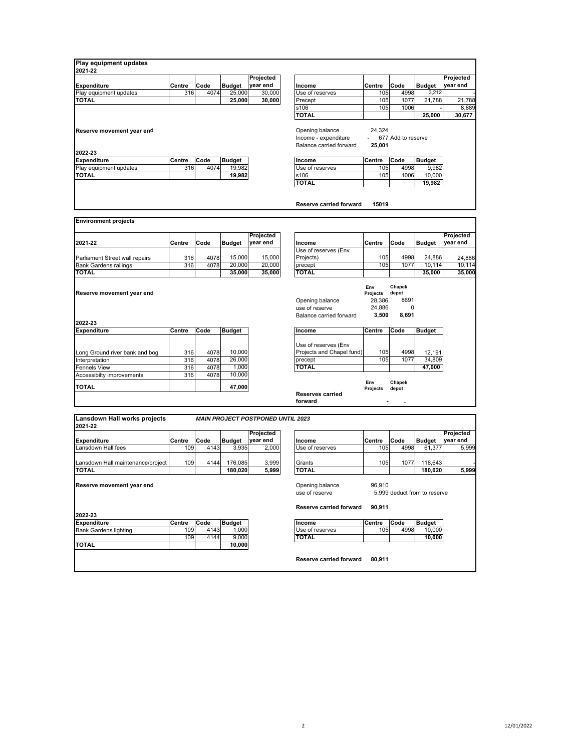## Play equipment updates

**2021-22**

| Expenditure | Centre | Code | Budget | Projected year end |
|---|---|---|---|---|
| Play equipment updates | 316 | 4074 | 25,000 | 30,000 |
| **TOTAL** | | | **25,000** | **30,000** |

| Income | Centre | Code | Budget | Projected year end |
|---|---|---|---|---|
| Use of reserves | 105 | 4998 | 3,212 | - |
| Precept | 105 | 1077 | 21,788 | 21,788 |
| s106 | 105 | 1006 | - | 8,889 |
| **TOTAL** | | | **25,000** | **30,677** |

**Reserve movement year end**

| | | |
|---|---|---|
| Opening balance | 24,324 | |
| Income - expenditure | - 677 | Add to reserve |
| Balance carried forward | **25,001** | |

**2022-23**

| Expenditure | Centre | Code | Budget |
|---|---|---|---|
| Play equipment updates | 316 | 4074 | 19,982 |
| **TOTAL** | | | **19,982** |

| Income | Centre | Code | Budget |
|---|---|---|---|
| Use of reserves | 105 | 4998 | 9,982 |
| s106 | 105 | 1006 | 10,000 |
| **TOTAL** | | | **19,982** |

**Reserve carried forward 15019**

## Environment projects

| 2021-22 | Centre | Code | Budget | Projected year end |
|---|---|---|---|---|
| Parliament Street wall repairs | 316 | 4078 | 15,000 | 15,000 |
| Bank Gardens railings | 316 | 4078 | 20,000 | 20,000 |
| **TOTAL** | | | **35,000** | **35,000** |

| Income | Centre | Code | Budget | Projected year end |
|---|---|---|---|---|
| Use of reserves (Env Projects) | 105 | 4998 | 24,886 | 24,886 |
| precept | 105 | 1077 | 10,114 | 10,114 |
| **TOTAL** | | | **35,000** | **35,000** |

**Reserve movement year end**

| | Env Projects | Chapel/ depot |
|---|---|---|
| Opening balance | 28,386 | 8691 |
| use of reserve | 24,886 | 0 |
| Balance carried forward | **3,500** | **8,691** |

**2022-23**

| Expenditure | Centre | Code | Budget |
|---|---|---|---|
| Long Ground river bank and bog | 316 | 4078 | 10,000 |
| Interpretation | 316 | 4078 | 26,000 |
| Fennels View | 316 | 4078 | 1,000 |
| Accessibilty improvements | 316 | 4078 | 10,000 |
| **TOTAL** | | | **47,000** |

| Income | Centre | Code | Budget |
|---|---|---|---|
| Use of reserves (Env Projects and Chapel fund) | 105 | 4998 | 12,191 |
| precept | 105 | 1077 | 34,809 |
| **TOTAL** | | | **47,000** |

| | Env Projects | Chapel/ depot |
|---|---|---|
| **Reserves carried forward** | - | - |

## Lansdown Hall works projects

***MAIN PROJECT POSTPONED UNTIL 2023***

**2021-22**

| Expenditure | Centre | Code | Budget | Projected year end |
|---|---|---|---|---|
| Lansdown Hall fees | 109 | 4143 | 3,935 | 2,000 |
| Lansdown Hall maintenance/project | 109 | 4144 | 176,085 | 3,999 |
| **TOTAL** | | | **180,020** | **5,999** |

| Income | Centre | Code | Budget | Projected year end |
|---|---|---|---|---|
| Use of reserves | 105 | 4998 | 61,377 | 5,999 |
| Grants | 105 | 1077 | 118,643 | - |
| **TOTAL** | | | **180,020** | **5,999** |

**Reserve movement year end**

| | | |
|---|---|---|
| Opening balance | 96,910 | |
| use of reserve | 5,999 | deduct from to reserve |
| **Reserve carried forward** | **90,911** | |

**2022-23**

| Expenditure | Centre | Code | Budget |
|---|---|---|---|
| Bank Gardens lighting | 109 | 4143 | 1,000 |
| | 109 | 4144 | 9,000 |
| **TOTAL** | | | **10,000** |

| Income | Centre | Code | Budget |
|---|---|---|---|
| Use of reserves | 105 | 4998 | 10,000 |
| **TOTAL** | | | **10,000** |

**Reserve carried forward 80,911**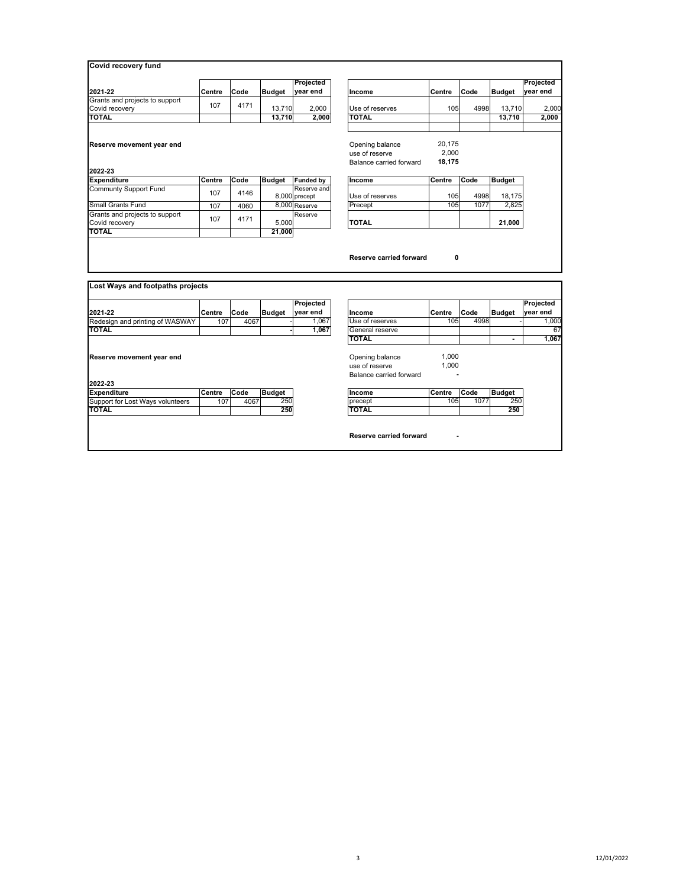## Covid recovery fund

| 2021-22 | Centre | Code | Budget | Projected year end |
|---|---|---|---|---|
| Grants and projects to support Covid recovery | 107 | 4171 | 13,710 | 2,000 |
| **TOTAL** | | | **13,710** | **2,000** |

| Income | Centre | Code | Budget | Projected year end |
|---|---|---|---|---|
| Use of reserves | 105 | 4998 | 13,710 | 2,000 |
| **TOTAL** | | | **13,710** | **2,000** |

**Reserve movement year end**

| | |
|---|---|
| Opening balance | 20,175 |
| use of reserve | 2,000 |
| Balance carried forward | **18,175** |

**2022-23**

| Expenditure | Centre | Code | Budget | Funded by |
|---|---|---|---|---|
| Communty Support Fund | 107 | 4146 | 8,000 | Reserve and precept |
| Small Grants Fund | 107 | 4060 | 8,000 | Reserve |
| Grants and projects to support Covid recovery | 107 | 4171 | 5,000 | Reserve |
| **TOTAL** | | | **21,000** | |

| Income | Centre | Code | Budget |
|---|---|---|---|
| Use of reserves | 105 | 4998 | 18,175 |
| Precept | 105 | 1077 | 2,825 |
| **TOTAL** | | | **21,000** |

**Reserve carried forward** **0**

## Lost Ways and footpaths projects

| 2021-22 | Centre | Code | Budget | Projected year end |
|---|---|---|---|---|
| Redesign and printing of WASWAY | 107 | 4067 | - | 1,067 |
| **TOTAL** | | | **-** | **1,067** |

| Income | Centre | Code | Budget | Projected year end |
|---|---|---|---|---|
| Use of reserves | 105 | 4998 | - | 1,000 |
| General reserve | | | | 67 |
| **TOTAL** | | | **-** | **1,067** |

**Reserve movement year end**

| | |
|---|---|
| Opening balance | 1,000 |
| use of reserve | 1,000 |
| Balance carried forward | - |

**2022-23**

| Expenditure | Centre | Code | Budget |
|---|---|---|---|
| Support for Lost Ways volunteers | 107 | 4067 | 250 |
| **TOTAL** | | | **250** |

| Income | Centre | Code | Budget |
|---|---|---|---|
| precept | 105 | 1077 | 250 |
| **TOTAL** | | | **250** |

**Reserve carried forward** **-**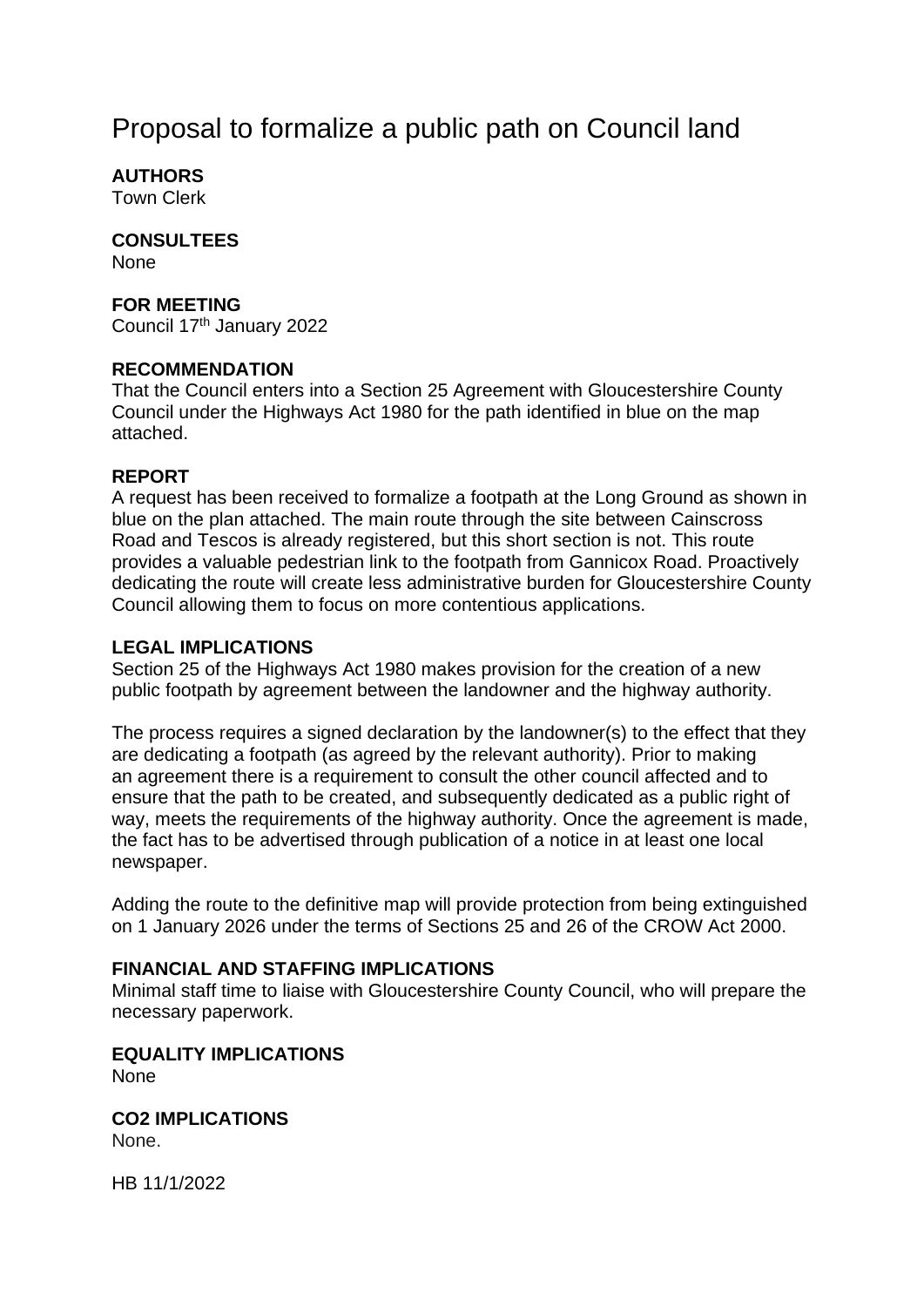# Proposal to formalize a public path on Council land

**AUTHORS**
Town Clerk

**CONSULTEES**
None

**FOR MEETING**
Council 17th January 2022

**RECOMMENDATION**
That the Council enters into a Section 25 Agreement with Gloucestershire County Council under the Highways Act 1980 for the path identified in blue on the map attached.

**REPORT**
A request has been received to formalize a footpath at the Long Ground as shown in blue on the plan attached. The main route through the site between Cainscross Road and Tescos is already registered, but this short section is not. This route provides a valuable pedestrian link to the footpath from Gannicox Road. Proactively dedicating the route will create less administrative burden for Gloucestershire County Council allowing them to focus on more contentious applications.

**LEGAL IMPLICATIONS**
Section 25 of the Highways Act 1980 makes provision for the creation of a new public footpath by agreement between the landowner and the highway authority.

The process requires a signed declaration by the landowner(s) to the effect that they are dedicating a footpath (as agreed by the relevant authority). Prior to making an agreement there is a requirement to consult the other council affected and to ensure that the path to be created, and subsequently dedicated as a public right of way, meets the requirements of the highway authority. Once the agreement is made, the fact has to be advertised through publication of a notice in at least one local newspaper.

Adding the route to the definitive map will provide protection from being extinguished on 1 January 2026 under the terms of Sections 25 and 26 of the CROW Act 2000.

**FINANCIAL AND STAFFING IMPLICATIONS**
Minimal staff time to liaise with Gloucestershire County Council, who will prepare the necessary paperwork.

**EQUALITY IMPLICATIONS**
None

**CO2 IMPLICATIONS**
None.

HB 11/1/2022